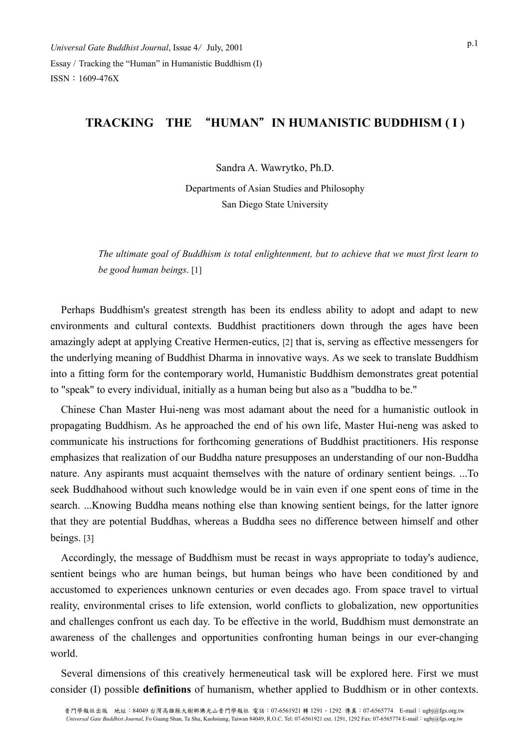# TRACKING THE "HUMAN" IN HUMANISTIC BUDDHISM ( I )

Sandra A. Wawrytko, Ph.D.

Departments of Asian Studies and Philosophy
San Diego State University

*The ultimate goal of Buddhism is total enlightenment, but to achieve that we must first learn to be good human beings*. [1]

Perhaps Buddhism's greatest strength has been its endless ability to adopt and adapt to new environments and cultural contexts. Buddhist practitioners down through the ages have been amazingly adept at applying Creative Hermen-eutics, [2] that is, serving as effective messengers for the underlying meaning of Buddhist Dharma in innovative ways. As we seek to translate Buddhism into a fitting form for the contemporary world, Humanistic Buddhism demonstrates great potential to "speak" to every individual, initially as a human being but also as a "buddha to be."

Chinese Chan Master Hui-neng was most adamant about the need for a humanistic outlook in propagating Buddhism. As he approached the end of his own life, Master Hui-neng was asked to communicate his instructions for forthcoming generations of Buddhist practitioners. His response emphasizes that realization of our Buddha nature presupposes an understanding of our non-Buddha nature. Any aspirants must acquaint themselves with the nature of ordinary sentient beings. ...To seek Buddhahood without such knowledge would be in vain even if one spent eons of time in the search. ...Knowing Buddha means nothing else than knowing sentient beings, for the latter ignore that they are potential Buddhas, whereas a Buddha sees no difference between himself and other beings. [3]

Accordingly, the message of Buddhism must be recast in ways appropriate to today's audience, sentient beings who are human beings, but human beings who have been conditioned by and accustomed to experiences unknown centuries or even decades ago. From space travel to virtual reality, environmental crises to life extension, world conflicts to globalization, new opportunities and challenges confront us each day. To be effective in the world, Buddhism must demonstrate an awareness of the challenges and opportunities confronting human beings in our ever-changing world.

Several dimensions of this creatively hermeneutical task will be explored here. First we must consider (I) possible **definitions** of humanism, whether applied to Buddhism or in other contexts.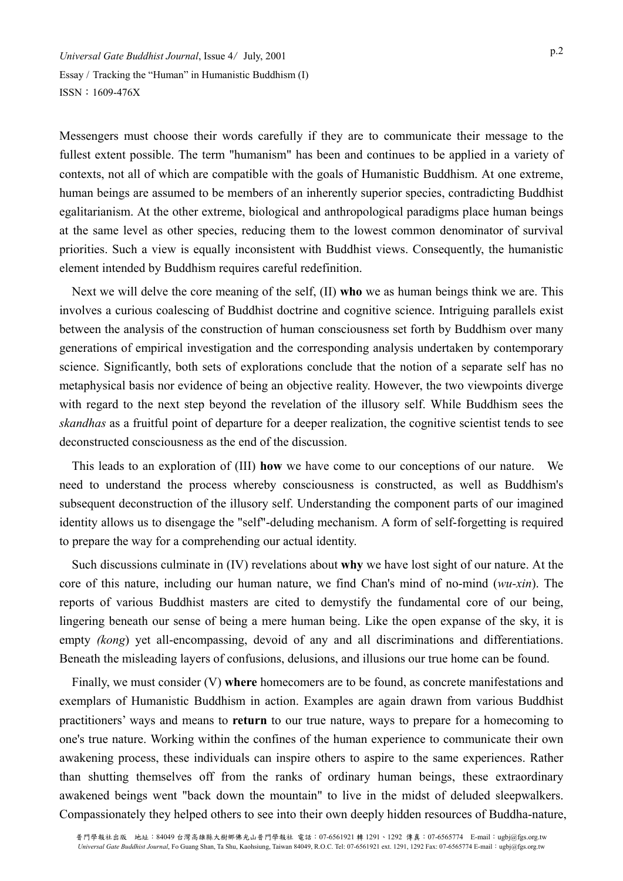Messengers must choose their words carefully if they are to communicate their message to the fullest extent possible. The term "humanism" has been and continues to be applied in a variety of contexts, not all of which are compatible with the goals of Humanistic Buddhism. At one extreme, human beings are assumed to be members of an inherently superior species, contradicting Buddhist egalitarianism. At the other extreme, biological and anthropological paradigms place human beings at the same level as other species, reducing them to the lowest common denominator of survival priorities. Such a view is equally inconsistent with Buddhist views. Consequently, the humanistic element intended by Buddhism requires careful redefinition.

Next we will delve the core meaning of the self, (II) **who** we as human beings think we are. This involves a curious coalescing of Buddhist doctrine and cognitive science. Intriguing parallels exist between the analysis of the construction of human consciousness set forth by Buddhism over many generations of empirical investigation and the corresponding analysis undertaken by contemporary science. Significantly, both sets of explorations conclude that the notion of a separate self has no metaphysical basis nor evidence of being an objective reality. However, the two viewpoints diverge with regard to the next step beyond the revelation of the illusory self. While Buddhism sees the *skandhas* as a fruitful point of departure for a deeper realization, the cognitive scientist tends to see deconstructed consciousness as the end of the discussion.

This leads to an exploration of (III) **how** we have come to our conceptions of our nature. We need to understand the process whereby consciousness is constructed, as well as Buddhism's subsequent deconstruction of the illusory self. Understanding the component parts of our imagined identity allows us to disengage the "self"-deluding mechanism. A form of self-forgetting is required to prepare the way for a comprehending our actual identity.

Such discussions culminate in (IV) revelations about **why** we have lost sight of our nature. At the core of this nature, including our human nature, we find Chan's mind of no-mind (*wu-xin*). The reports of various Buddhist masters are cited to demystify the fundamental core of our being, lingering beneath our sense of being a mere human being. Like the open expanse of the sky, it is empty *(kong*) yet all-encompassing, devoid of any and all discriminations and differentiations. Beneath the misleading layers of confusions, delusions, and illusions our true home can be found.

Finally, we must consider (V) **where** homecomers are to be found, as concrete manifestations and exemplars of Humanistic Buddhism in action. Examples are again drawn from various Buddhist practitioners' ways and means to **return** to our true nature, ways to prepare for a homecoming to one's true nature. Working within the confines of the human experience to communicate their own awakening process, these individuals can inspire others to aspire to the same experiences. Rather than shutting themselves off from the ranks of ordinary human beings, these extraordinary awakened beings went "back down the mountain" to live in the midst of deluded sleepwalkers. Compassionately they helped others to see into their own deeply hidden resources of Buddha-nature,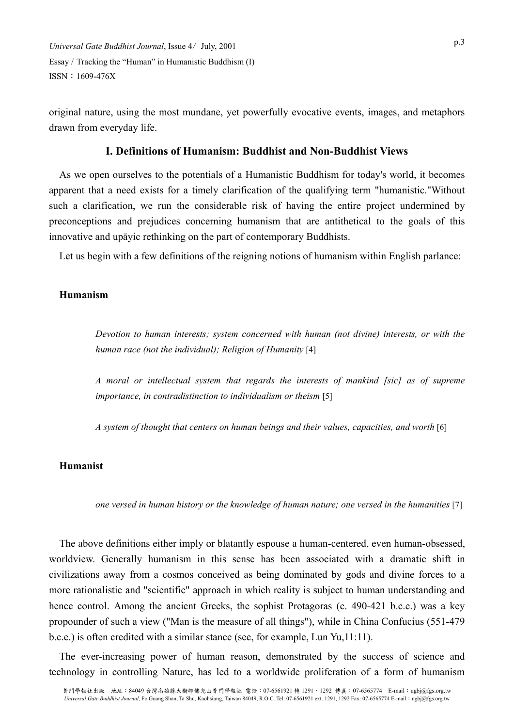original nature, using the most mundane, yet powerfully evocative events, images, and metaphors drawn from everyday life.

## I. Definitions of Humanism: Buddhist and Non-Buddhist Views

As we open ourselves to the potentials of a Humanistic Buddhism for today's world, it becomes apparent that a need exists for a timely clarification of the qualifying term "humanistic."Without such a clarification, we run the considerable risk of having the entire project undermined by preconceptions and prejudices concerning humanism that are antithetical to the goals of this innovative and upāyic rethinking on the part of contemporary Buddhists.

Let us begin with a few definitions of the reigning notions of humanism within English parlance:

**Humanism**

> *Devotion to human interests; system concerned with human (not divine) interests, or with the human race (not the individual); Religion of Humanity* [4]
>
> *A moral or intellectual system that regards the interests of mankind [sic] as of supreme importance, in contradistinction to individualism or theism* [5]
>
> *A system of thought that centers on human beings and their values, capacities, and worth* [6]

**Humanist**

> *one versed in human history or the knowledge of human nature; one versed in the humanities* [7]

The above definitions either imply or blatantly espouse a human-centered, even human-obsessed, worldview. Generally humanism in this sense has been associated with a dramatic shift in civilizations away from a cosmos conceived as being dominated by gods and divine forces to a more rationalistic and "scientific" approach in which reality is subject to human understanding and hence control. Among the ancient Greeks, the sophist Protagoras (c. 490-421 b.c.e.) was a key propounder of such a view ("Man is the measure of all things"), while in China Confucius (551-479 b.c.e.) is often credited with a similar stance (see, for example, Lun Yu,11:11).

The ever-increasing power of human reason, demonstrated by the success of science and technology in controlling Nature, has led to a worldwide proliferation of a form of humanism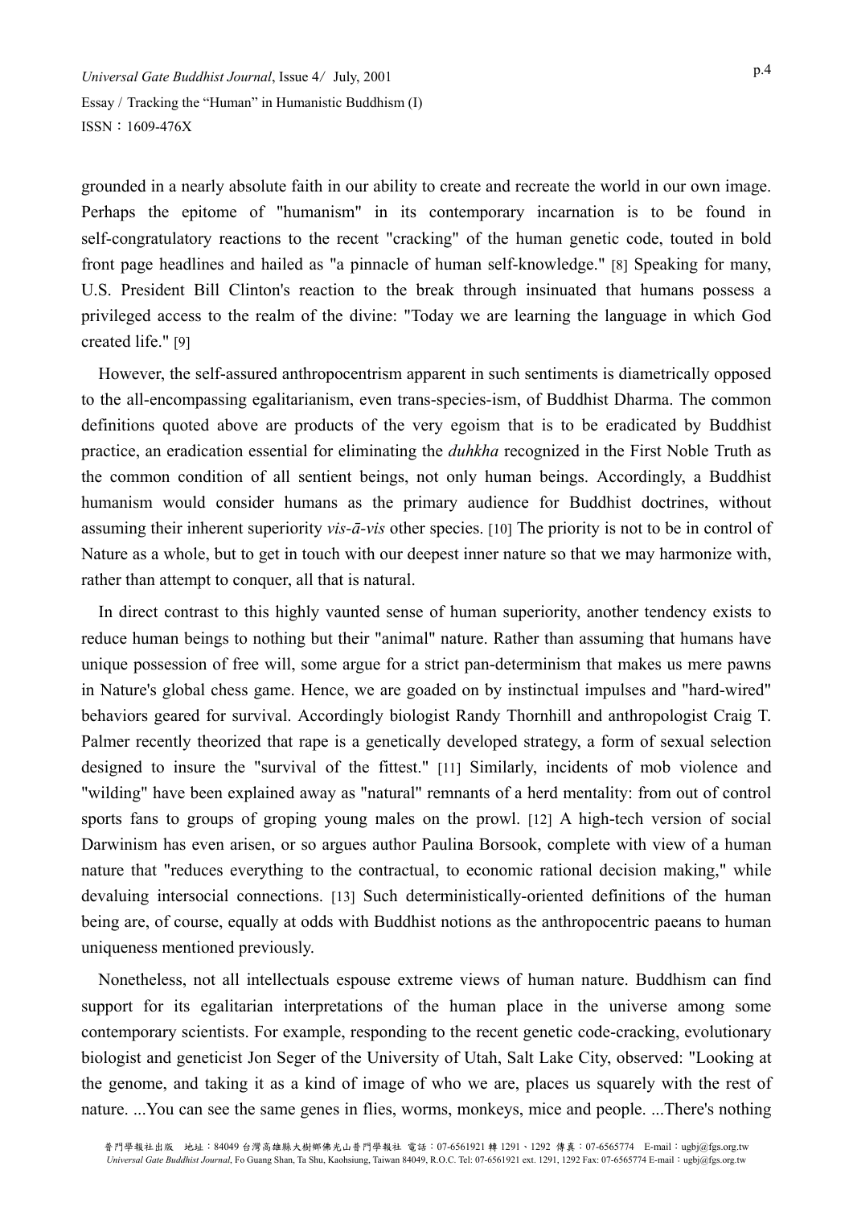grounded in a nearly absolute faith in our ability to create and recreate the world in our own image. Perhaps the epitome of "humanism" in its contemporary incarnation is to be found in self-congratulatory reactions to the recent "cracking" of the human genetic code, touted in bold front page headlines and hailed as "a pinnacle of human self-knowledge." [8] Speaking for many, U.S. President Bill Clinton's reaction to the break through insinuated that humans possess a privileged access to the realm of the divine: "Today we are learning the language in which God created life." [9]

However, the self-assured anthropocentrism apparent in such sentiments is diametrically opposed to the all-encompassing egalitarianism, even trans-species-ism, of Buddhist Dharma. The common definitions quoted above are products of the very egoism that is to be eradicated by Buddhist practice, an eradication essential for eliminating the *duhkha* recognized in the First Noble Truth as the common condition of all sentient beings, not only human beings. Accordingly, a Buddhist humanism would consider humans as the primary audience for Buddhist doctrines, without assuming their inherent superiority *vis-ā-vis* other species. [10] The priority is not to be in control of Nature as a whole, but to get in touch with our deepest inner nature so that we may harmonize with, rather than attempt to conquer, all that is natural.

In direct contrast to this highly vaunted sense of human superiority, another tendency exists to reduce human beings to nothing but their "animal" nature. Rather than assuming that humans have unique possession of free will, some argue for a strict pan-determinism that makes us mere pawns in Nature's global chess game. Hence, we are goaded on by instinctual impulses and "hard-wired" behaviors geared for survival. Accordingly biologist Randy Thornhill and anthropologist Craig T. Palmer recently theorized that rape is a genetically developed strategy, a form of sexual selection designed to insure the "survival of the fittest." [11] Similarly, incidents of mob violence and "wilding" have been explained away as "natural" remnants of a herd mentality: from out of control sports fans to groups of groping young males on the prowl. [12] A high-tech version of social Darwinism has even arisen, or so argues author Paulina Borsook, complete with view of a human nature that "reduces everything to the contractual, to economic rational decision making," while devaluing intersocial connections. [13] Such deterministically-oriented definitions of the human being are, of course, equally at odds with Buddhist notions as the anthropocentric paeans to human uniqueness mentioned previously.

Nonetheless, not all intellectuals espouse extreme views of human nature. Buddhism can find support for its egalitarian interpretations of the human place in the universe among some contemporary scientists. For example, responding to the recent genetic code-cracking, evolutionary biologist and geneticist Jon Seger of the University of Utah, Salt Lake City, observed: "Looking at the genome, and taking it as a kind of image of who we are, places us squarely with the rest of nature. ...You can see the same genes in flies, worms, monkeys, mice and people. ...There's nothing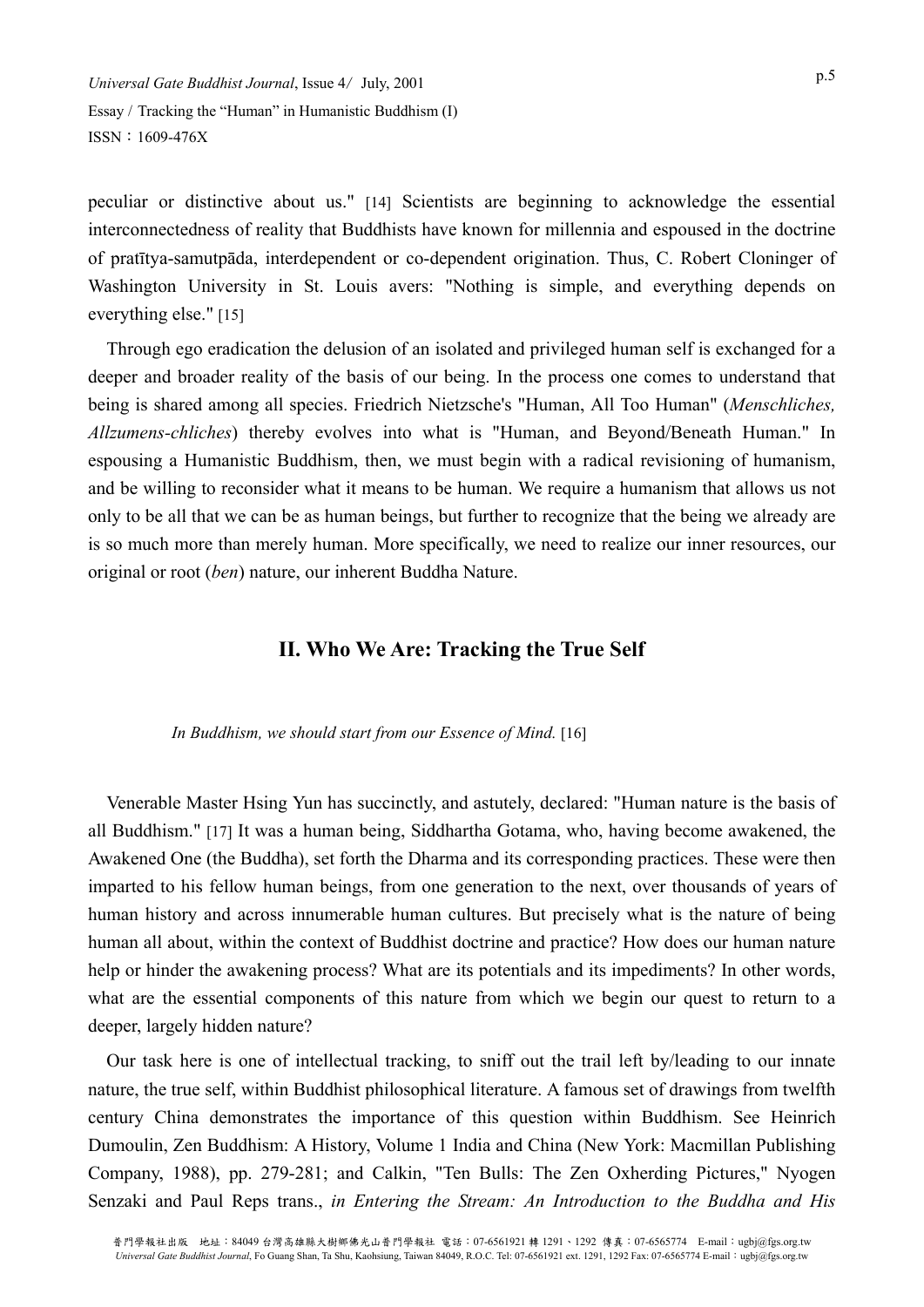peculiar or distinctive about us." [14] Scientists are beginning to acknowledge the essential interconnectedness of reality that Buddhists have known for millennia and espoused in the doctrine of pratītya-samutpāda, interdependent or co-dependent origination. Thus, C. Robert Cloninger of Washington University in St. Louis avers: "Nothing is simple, and everything depends on everything else." [15]

Through ego eradication the delusion of an isolated and privileged human self is exchanged for a deeper and broader reality of the basis of our being. In the process one comes to understand that being is shared among all species. Friedrich Nietzsche's "Human, All Too Human" (*Menschliches, Allzumens-chliches*) thereby evolves into what is "Human, and Beyond/Beneath Human." In espousing a Humanistic Buddhism, then, we must begin with a radical revisioning of humanism, and be willing to reconsider what it means to be human. We require a humanism that allows us not only to be all that we can be as human beings, but further to recognize that the being we already are is so much more than merely human. More specifically, we need to realize our inner resources, our original or root (*ben*) nature, our inherent Buddha Nature.

## II. Who We Are: Tracking the True Self

*In Buddhism, we should start from our Essence of Mind.* [16]

Venerable Master Hsing Yun has succinctly, and astutely, declared: "Human nature is the basis of all Buddhism." [17] It was a human being, Siddhartha Gotama, who, having become awakened, the Awakened One (the Buddha), set forth the Dharma and its corresponding practices. These were then imparted to his fellow human beings, from one generation to the next, over thousands of years of human history and across innumerable human cultures. But precisely what is the nature of being human all about, within the context of Buddhist doctrine and practice? How does our human nature help or hinder the awakening process? What are its potentials and its impediments? In other words, what are the essential components of this nature from which we begin our quest to return to a deeper, largely hidden nature?

Our task here is one of intellectual tracking, to sniff out the trail left by/leading to our innate nature, the true self, within Buddhist philosophical literature. A famous set of drawings from twelfth century China demonstrates the importance of this question within Buddhism. See Heinrich Dumoulin, Zen Buddhism: A History, Volume 1 India and China (New York: Macmillan Publishing Company, 1988), pp. 279-281; and Calkin, "Ten Bulls: The Zen Oxherding Pictures," Nyogen Senzaki and Paul Reps trans., *in Entering the Stream: An Introduction to the Buddha and His*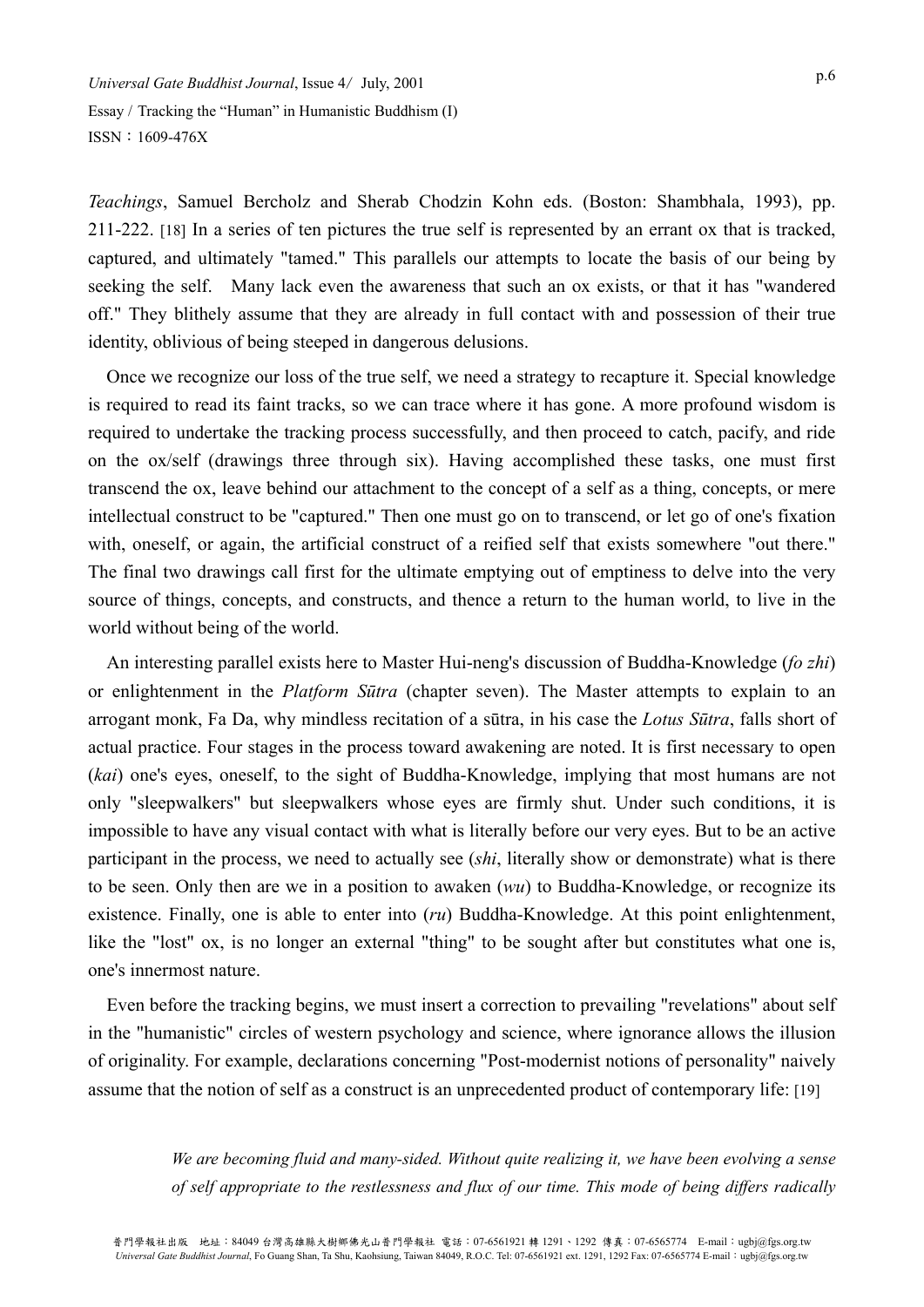*Teachings*, Samuel Bercholz and Sherab Chodzin Kohn eds. (Boston: Shambhala, 1993), pp. 211-222. [18] In a series of ten pictures the true self is represented by an errant ox that is tracked, captured, and ultimately "tamed." This parallels our attempts to locate the basis of our being by seeking the self. Many lack even the awareness that such an ox exists, or that it has "wandered off." They blithely assume that they are already in full contact with and possession of their true identity, oblivious of being steeped in dangerous delusions.

Once we recognize our loss of the true self, we need a strategy to recapture it. Special knowledge is required to read its faint tracks, so we can trace where it has gone. A more profound wisdom is required to undertake the tracking process successfully, and then proceed to catch, pacify, and ride on the ox/self (drawings three through six). Having accomplished these tasks, one must first transcend the ox, leave behind our attachment to the concept of a self as a thing, concepts, or mere intellectual construct to be "captured." Then one must go on to transcend, or let go of one's fixation with, oneself, or again, the artificial construct of a reified self that exists somewhere "out there." The final two drawings call first for the ultimate emptying out of emptiness to delve into the very source of things, concepts, and constructs, and thence a return to the human world, to live in the world without being of the world.

An interesting parallel exists here to Master Hui-neng's discussion of Buddha-Knowledge (*fo zhi*) or enlightenment in the *Platform Sūtra* (chapter seven). The Master attempts to explain to an arrogant monk, Fa Da, why mindless recitation of a sūtra, in his case the *Lotus Sūtra*, falls short of actual practice. Four stages in the process toward awakening are noted. It is first necessary to open (*kai*) one's eyes, oneself, to the sight of Buddha-Knowledge, implying that most humans are not only "sleepwalkers" but sleepwalkers whose eyes are firmly shut. Under such conditions, it is impossible to have any visual contact with what is literally before our very eyes. But to be an active participant in the process, we need to actually see (*shi*, literally show or demonstrate) what is there to be seen. Only then are we in a position to awaken (*wu*) to Buddha-Knowledge, or recognize its existence. Finally, one is able to enter into (*ru*) Buddha-Knowledge. At this point enlightenment, like the "lost" ox, is no longer an external "thing" to be sought after but constitutes what one is, one's innermost nature.

Even before the tracking begins, we must insert a correction to prevailing "revelations" about self in the "humanistic" circles of western psychology and science, where ignorance allows the illusion of originality. For example, declarations concerning "Post-modernist notions of personality" naively assume that the notion of self as a construct is an unprecedented product of contemporary life: [19]

> *We are becoming fluid and many-sided. Without quite realizing it, we have been evolving a sense of self appropriate to the restlessness and flux of our time. This mode of being differs radically*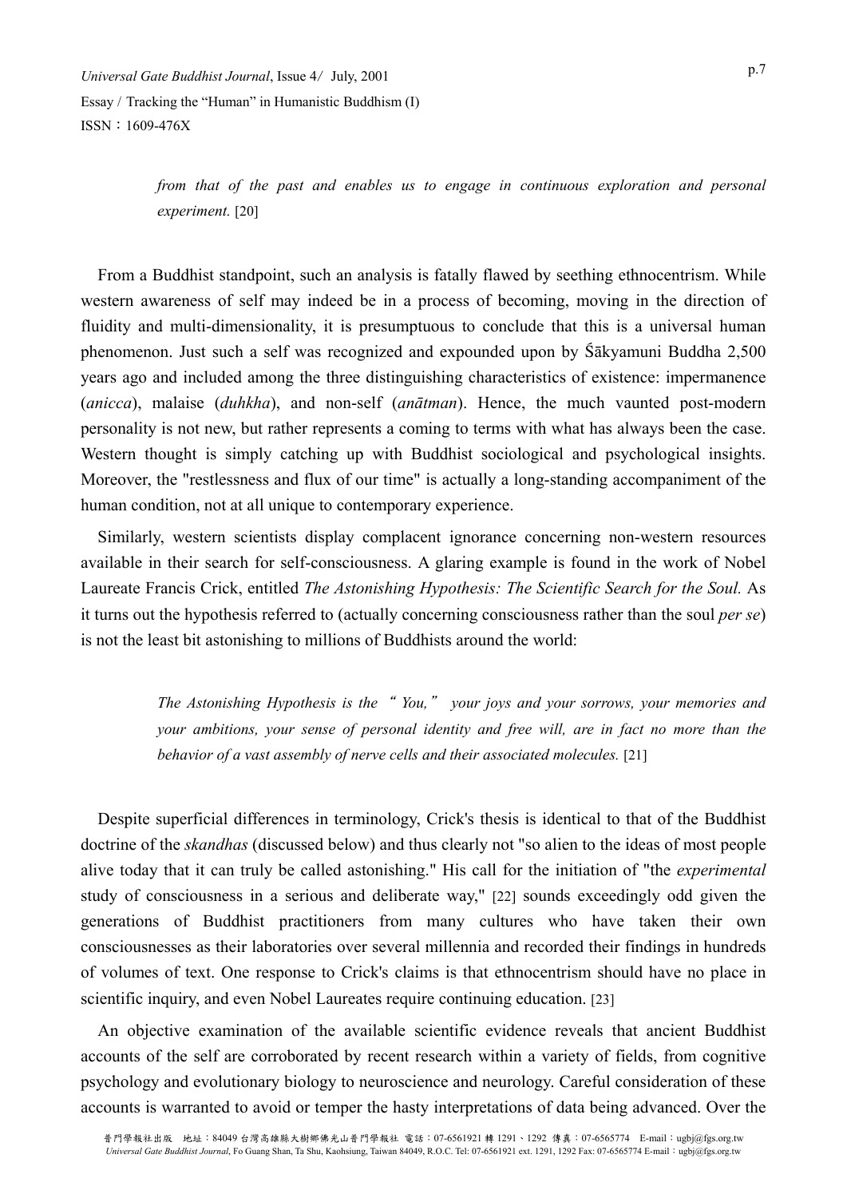> *from that of the past and enables us to engage in continuous exploration and personal experiment.* [20]

From a Buddhist standpoint, such an analysis is fatally flawed by seething ethnocentrism. While western awareness of self may indeed be in a process of becoming, moving in the direction of fluidity and multi-dimensionality, it is presumptuous to conclude that this is a universal human phenomenon. Just such a self was recognized and expounded upon by Śākyamuni Buddha 2,500 years ago and included among the three distinguishing characteristics of existence: impermanence (*anicca*), malaise (*duhkha*), and non-self (*anātman*). Hence, the much vaunted post-modern personality is not new, but rather represents a coming to terms with what has always been the case. Western thought is simply catching up with Buddhist sociological and psychological insights. Moreover, the "restlessness and flux of our time" is actually a long-standing accompaniment of the human condition, not at all unique to contemporary experience.

Similarly, western scientists display complacent ignorance concerning non-western resources available in their search for self-consciousness. A glaring example is found in the work of Nobel Laureate Francis Crick, entitled *The Astonishing Hypothesis: The Scientific Search for the Soul.* As it turns out the hypothesis referred to (actually concerning consciousness rather than the soul *per se*) is not the least bit astonishing to millions of Buddhists around the world:

> *The Astonishing Hypothesis is the "You," your joys and your sorrows, your memories and your ambitions, your sense of personal identity and free will, are in fact no more than the behavior of a vast assembly of nerve cells and their associated molecules.* [21]

Despite superficial differences in terminology, Crick's thesis is identical to that of the Buddhist doctrine of the *skandhas* (discussed below) and thus clearly not "so alien to the ideas of most people alive today that it can truly be called astonishing." His call for the initiation of "the *experimental* study of consciousness in a serious and deliberate way," [22] sounds exceedingly odd given the generations of Buddhist practitioners from many cultures who have taken their own consciousnesses as their laboratories over several millennia and recorded their findings in hundreds of volumes of text. One response to Crick's claims is that ethnocentrism should have no place in scientific inquiry, and even Nobel Laureates require continuing education. [23]

An objective examination of the available scientific evidence reveals that ancient Buddhist accounts of the self are corroborated by recent research within a variety of fields, from cognitive psychology and evolutionary biology to neuroscience and neurology. Careful consideration of these accounts is warranted to avoid or temper the hasty interpretations of data being advanced. Over the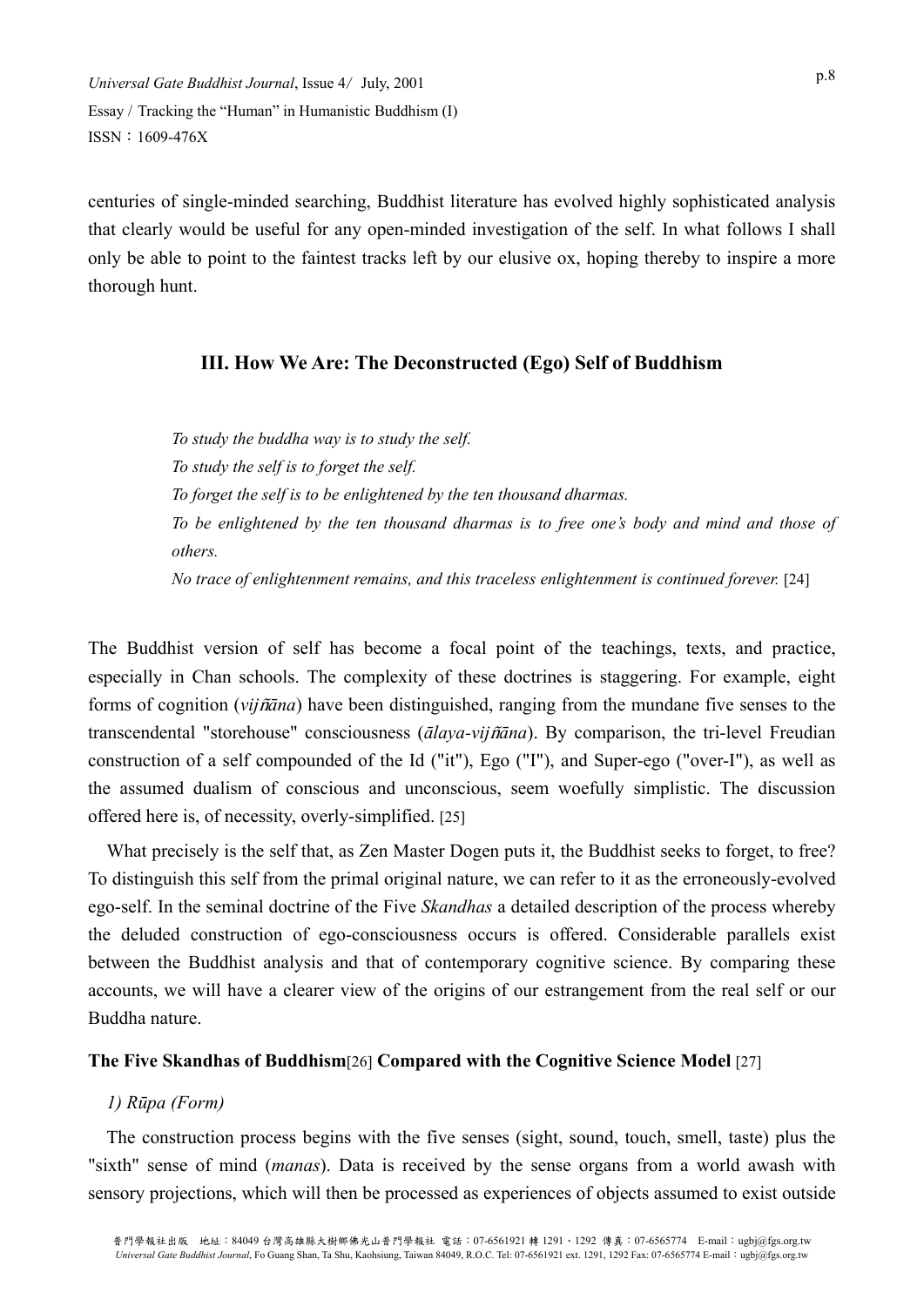centuries of single-minded searching, Buddhist literature has evolved highly sophisticated analysis that clearly would be useful for any open-minded investigation of the self. In what follows I shall only be able to point to the faintest tracks left by our elusive ox, hoping thereby to inspire a more thorough hunt.

## III. How We Are: The Deconstructed (Ego) Self of Buddhism

> *To study the buddha way is to study the self.*
> *To study the self is to forget the self.*
> *To forget the self is to be enlightened by the ten thousand dharmas.*
> *To be enlightened by the ten thousand dharmas is to free one's body and mind and those of others.*
> *No trace of enlightenment remains, and this traceless enlightenment is continued forever.* [24]

The Buddhist version of self has become a focal point of the teachings, texts, and practice, especially in Chan schools. The complexity of these doctrines is staggering. For example, eight forms of cognition (*vijñāna*) have been distinguished, ranging from the mundane five senses to the transcendental "storehouse" consciousness (*ālaya-vijñāna*). By comparison, the tri-level Freudian construction of a self compounded of the Id ("it"), Ego ("I"), and Super-ego ("over-I"), as well as the assumed dualism of conscious and unconscious, seem woefully simplistic. The discussion offered here is, of necessity, overly-simplified. [25]

What precisely is the self that, as Zen Master Dogen puts it, the Buddhist seeks to forget, to free? To distinguish this self from the primal original nature, we can refer to it as the erroneously-evolved ego-self. In the seminal doctrine of the Five *Skandhas* a detailed description of the process whereby the deluded construction of ego-consciousness occurs is offered. Considerable parallels exist between the Buddhist analysis and that of contemporary cognitive science. By comparing these accounts, we will have a clearer view of the origins of our estrangement from the real self or our Buddha nature.

### The Five Skandhas of Buddhism[26] Compared with the Cognitive Science Model [27]

*1) Rūpa (Form)*

The construction process begins with the five senses (sight, sound, touch, smell, taste) plus the "sixth" sense of mind (*manas*). Data is received by the sense organs from a world awash with sensory projections, which will then be processed as experiences of objects assumed to exist outside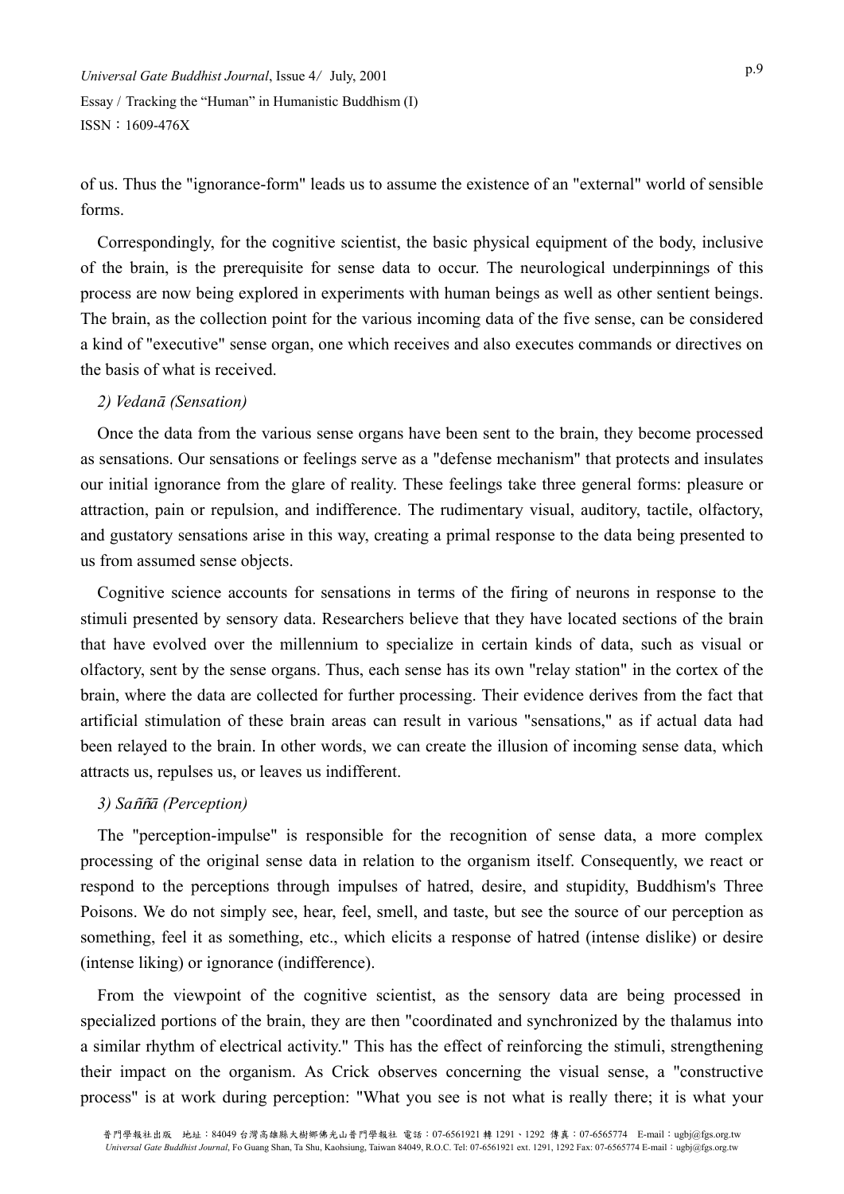of us. Thus the "ignorance-form" leads us to assume the existence of an "external" world of sensible forms.

Correspondingly, for the cognitive scientist, the basic physical equipment of the body, inclusive of the brain, is the prerequisite for sense data to occur. The neurological underpinnings of this process are now being explored in experiments with human beings as well as other sentient beings. The brain, as the collection point for the various incoming data of the five sense, can be considered a kind of "executive" sense organ, one which receives and also executes commands or directives on the basis of what is received.

*2) Vedanā (Sensation)*

Once the data from the various sense organs have been sent to the brain, they become processed as sensations. Our sensations or feelings serve as a "defense mechanism" that protects and insulates our initial ignorance from the glare of reality. These feelings take three general forms: pleasure or attraction, pain or repulsion, and indifference. The rudimentary visual, auditory, tactile, olfactory, and gustatory sensations arise in this way, creating a primal response to the data being presented to us from assumed sense objects.

Cognitive science accounts for sensations in terms of the firing of neurons in response to the stimuli presented by sensory data. Researchers believe that they have located sections of the brain that have evolved over the millennium to specialize in certain kinds of data, such as visual or olfactory, sent by the sense organs. Thus, each sense has its own "relay station" in the cortex of the brain, where the data are collected for further processing. Their evidence derives from the fact that artificial stimulation of these brain areas can result in various "sensations," as if actual data had been relayed to the brain. In other words, we can create the illusion of incoming sense data, which attracts us, repulses us, or leaves us indifferent.

*3) Saññā (Perception)*

The "perception-impulse" is responsible for the recognition of sense data, a more complex processing of the original sense data in relation to the organism itself. Consequently, we react or respond to the perceptions through impulses of hatred, desire, and stupidity, Buddhism's Three Poisons. We do not simply see, hear, feel, smell, and taste, but see the source of our perception as something, feel it as something, etc., which elicits a response of hatred (intense dislike) or desire (intense liking) or ignorance (indifference).

From the viewpoint of the cognitive scientist, as the sensory data are being processed in specialized portions of the brain, they are then "coordinated and synchronized by the thalamus into a similar rhythm of electrical activity." This has the effect of reinforcing the stimuli, strengthening their impact on the organism. As Crick observes concerning the visual sense, a "constructive process" is at work during perception: "What you see is not what is really there; it is what your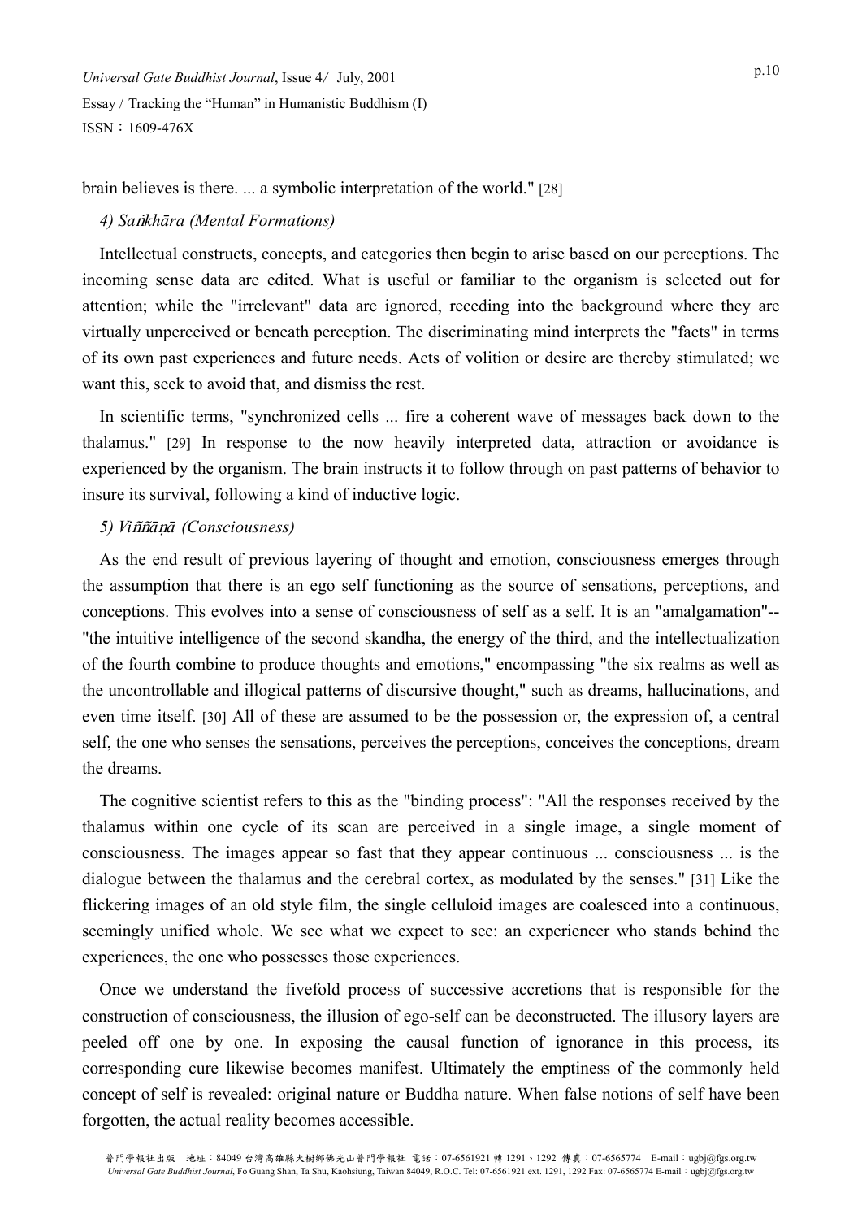brain believes is there. ... a symbolic interpretation of the world." [28]

*4) Saṅkhāra (Mental Formations)*

Intellectual constructs, concepts, and categories then begin to arise based on our perceptions. The incoming sense data are edited. What is useful or familiar to the organism is selected out for attention; while the "irrelevant" data are ignored, receding into the background where they are virtually unperceived or beneath perception. The discriminating mind interprets the "facts" in terms of its own past experiences and future needs. Acts of volition or desire are thereby stimulated; we want this, seek to avoid that, and dismiss the rest.

In scientific terms, "synchronized cells ... fire a coherent wave of messages back down to the thalamus." [29] In response to the now heavily interpreted data, attraction or avoidance is experienced by the organism. The brain instructs it to follow through on past patterns of behavior to insure its survival, following a kind of inductive logic.

*5) Viññāṇā (Consciousness)*

As the end result of previous layering of thought and emotion, consciousness emerges through the assumption that there is an ego self functioning as the source of sensations, perceptions, and conceptions. This evolves into a sense of consciousness of self as a self. It is an "amalgamation"--"the intuitive intelligence of the second skandha, the energy of the third, and the intellectualization of the fourth combine to produce thoughts and emotions," encompassing "the six realms as well as the uncontrollable and illogical patterns of discursive thought," such as dreams, hallucinations, and even time itself. [30] All of these are assumed to be the possession or, the expression of, a central self, the one who senses the sensations, perceives the perceptions, conceives the conceptions, dream the dreams.

The cognitive scientist refers to this as the "binding process": "All the responses received by the thalamus within one cycle of its scan are perceived in a single image, a single moment of consciousness. The images appear so fast that they appear continuous ... consciousness ... is the dialogue between the thalamus and the cerebral cortex, as modulated by the senses." [31] Like the flickering images of an old style film, the single celluloid images are coalesced into a continuous, seemingly unified whole. We see what we expect to see: an experiencer who stands behind the experiences, the one who possesses those experiences.

Once we understand the fivefold process of successive accretions that is responsible for the construction of consciousness, the illusion of ego-self can be deconstructed. The illusory layers are peeled off one by one. In exposing the causal function of ignorance in this process, its corresponding cure likewise becomes manifest. Ultimately the emptiness of the commonly held concept of self is revealed: original nature or Buddha nature. When false notions of self have been forgotten, the actual reality becomes accessible.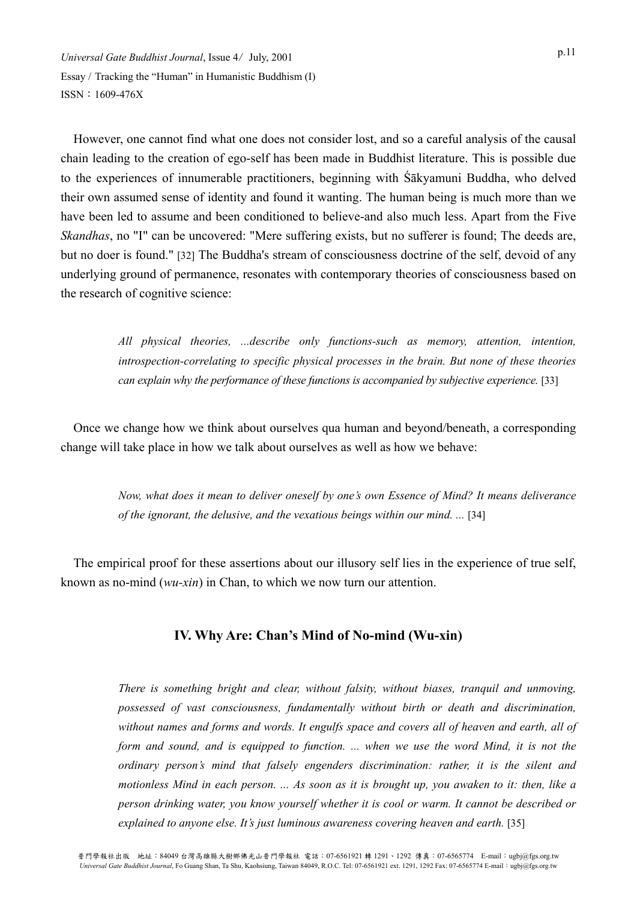However, one cannot find what one does not consider lost, and so a careful analysis of the causal chain leading to the creation of ego-self has been made in Buddhist literature. This is possible due to the experiences of innumerable practitioners, beginning with Śākyamuni Buddha, who delved their own assumed sense of identity and found it wanting. The human being is much more than we have been led to assume and been conditioned to believe-and also much less. Apart from the Five *Skandhas*, no "I" can be uncovered: "Mere suffering exists, but no sufferer is found; The deeds are, but no doer is found." [32] The Buddha's stream of consciousness doctrine of the self, devoid of any underlying ground of permanence, resonates with contemporary theories of consciousness based on the research of cognitive science:

> *All physical theories, ...describe only functions-such as memory, attention, intention, introspection-correlating to specific physical processes in the brain. But none of these theories can explain why the performance of these functions is accompanied by subjective experience.* [33]

Once we change how we think about ourselves qua human and beyond/beneath, a corresponding change will take place in how we talk about ourselves as well as how we behave:

> *Now, what does it mean to deliver oneself by one's own Essence of Mind? It means deliverance of the ignorant, the delusive, and the vexatious beings within our mind. ...* [34]

The empirical proof for these assertions about our illusory self lies in the experience of true self, known as no-mind (*wu-xin*) in Chan, to which we now turn our attention.

## IV. Why Are: Chan's Mind of No-mind (Wu-xin)

> *There is something bright and clear, without falsity, without biases, tranquil and unmoving, possessed of vast consciousness, fundamentally without birth or death and discrimination, without names and forms and words. It engulfs space and covers all of heaven and earth, all of form and sound, and is equipped to function. ... when we use the word Mind, it is not the ordinary person's mind that falsely engenders discrimination: rather, it is the silent and motionless Mind in each person. ... As soon as it is brought up, you awaken to it: then, like a person drinking water, you know yourself whether it is cool or warm. It cannot be described or explained to anyone else. It's just luminous awareness covering heaven and earth.* [35]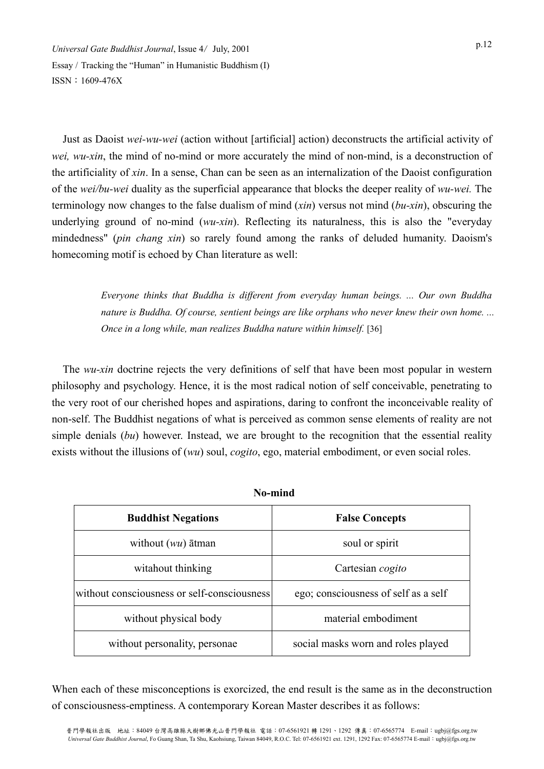Just as Daoist *wei-wu-wei* (action without [artificial] action) deconstructs the artificial activity of *wei, wu-xin*, the mind of no-mind or more accurately the mind of non-mind, is a deconstruction of the artificiality of *xin*. In a sense, Chan can be seen as an internalization of the Daoist configuration of the *wei/bu-wei* duality as the superficial appearance that blocks the deeper reality of *wu-wei.* The terminology now changes to the false dualism of mind (*xin*) versus not mind (*bu-xin*), obscuring the underlying ground of no-mind (*wu-xin*). Reflecting its naturalness, this is also the "everyday mindedness" (*pin chang xin*) so rarely found among the ranks of deluded humanity. Daoism's homecoming motif is echoed by Chan literature as well:

> *Everyone thinks that Buddha is different from everyday human beings. ... Our own Buddha nature is Buddha. Of course, sentient beings are like orphans who never knew their own home. ... Once in a long while, man realizes Buddha nature within himself.* [36]

The *wu-xin* doctrine rejects the very definitions of self that have been most popular in western philosophy and psychology. Hence, it is the most radical notion of self conceivable, penetrating to the very root of our cherished hopes and aspirations, daring to confront the inconceivable reality of non-self. The Buddhist negations of what is perceived as common sense elements of reality are not simple denials (*bu*) however. Instead, we are brought to the recognition that the essential reality exists without the illusions of (*wu*) soul, *cogito*, ego, material embodiment, or even social roles.

**No-mind**

| Buddhist Negations | False Concepts |
|---|---|
| without (*wu*) ātman | soul or spirit |
| witahout thinking | Cartesian *cogito* |
| without consciousness or self-consciousness | ego; consciousness of self as a self |
| without physical body | material embodiment |
| without personality, personae | social masks worn and roles played |

When each of these misconceptions is exorcized, the end result is the same as in the deconstruction of consciousness-emptiness. A contemporary Korean Master describes it as follows: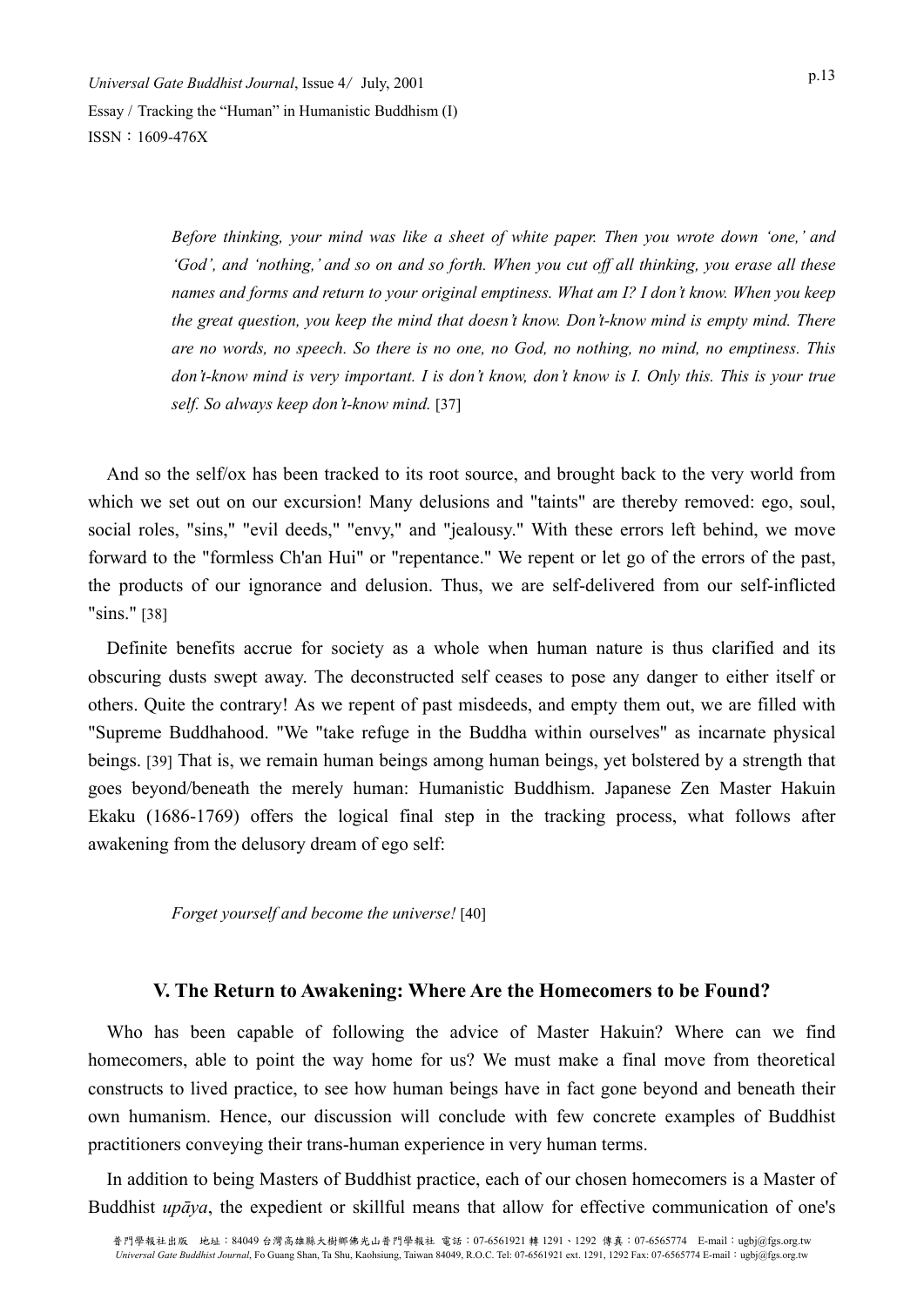*Before thinking, your mind was like a sheet of white paper. Then you wrote down 'one,' and 'God', and 'nothing,' and so on and so forth. When you cut off all thinking, you erase all these names and forms and return to your original emptiness. What am I? I don't know. When you keep the great question, you keep the mind that doesn't know. Don't-know mind is empty mind. There are no words, no speech. So there is no one, no God, no nothing, no mind, no emptiness. This don't-know mind is very important. I is don't know, don't know is I. Only this. This is your true self. So always keep don't-know mind.* [37]

And so the self/ox has been tracked to its root source, and brought back to the very world from which we set out on our excursion! Many delusions and "taints" are thereby removed: ego, soul, social roles, "sins," "evil deeds," "envy," and "jealousy." With these errors left behind, we move forward to the "formless Ch'an Hui" or "repentance." We repent or let go of the errors of the past, the products of our ignorance and delusion. Thus, we are self-delivered from our self-inflicted "sins." [38]

Definite benefits accrue for society as a whole when human nature is thus clarified and its obscuring dusts swept away. The deconstructed self ceases to pose any danger to either itself or others. Quite the contrary! As we repent of past misdeeds, and empty them out, we are filled with "Supreme Buddhahood. "We "take refuge in the Buddha within ourselves" as incarnate physical beings. [39] That is, we remain human beings among human beings, yet bolstered by a strength that goes beyond/beneath the merely human: Humanistic Buddhism. Japanese Zen Master Hakuin Ekaku (1686-1769) offers the logical final step in the tracking process, what follows after awakening from the delusory dream of ego self:

*Forget yourself and become the universe!* [40]

## V. The Return to Awakening: Where Are the Homecomers to be Found?

Who has been capable of following the advice of Master Hakuin? Where can we find homecomers, able to point the way home for us? We must make a final move from theoretical constructs to lived practice, to see how human beings have in fact gone beyond and beneath their own humanism. Hence, our discussion will conclude with few concrete examples of Buddhist practitioners conveying their trans-human experience in very human terms.

In addition to being Masters of Buddhist practice, each of our chosen homecomers is a Master of Buddhist *upāya*, the expedient or skillful means that allow for effective communication of one's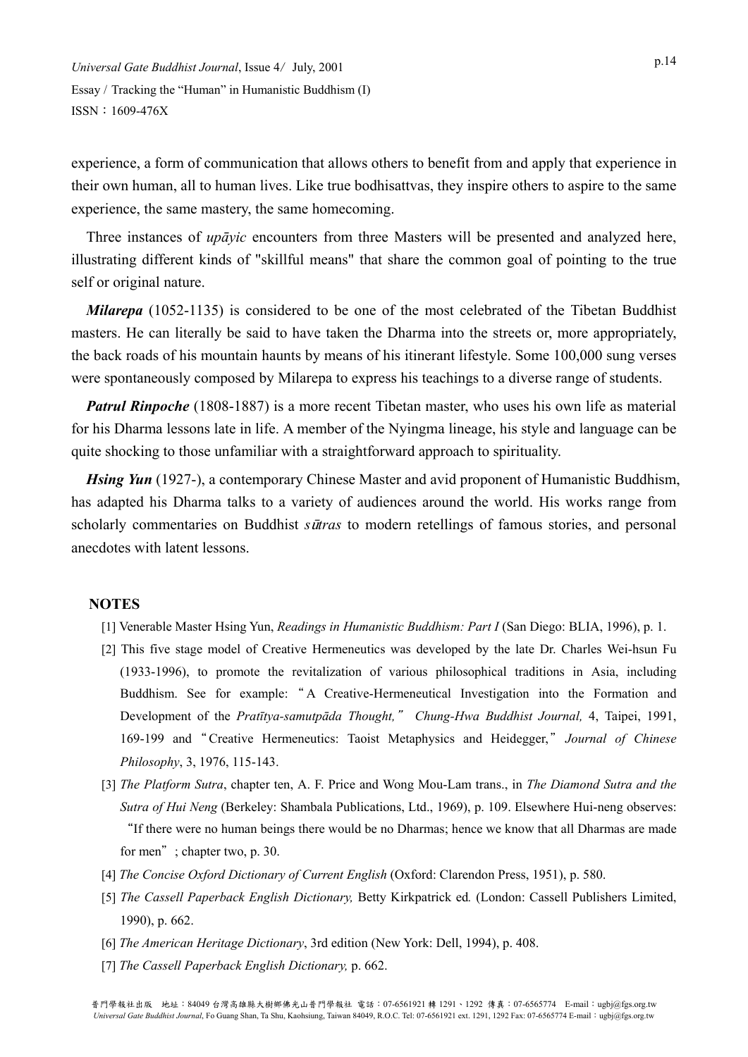experience, a form of communication that allows others to benefit from and apply that experience in their own human, all to human lives. Like true bodhisattvas, they inspire others to aspire to the same experience, the same mastery, the same homecoming.

Three instances of *upāyic* encounters from three Masters will be presented and analyzed here, illustrating different kinds of "skillful means" that share the common goal of pointing to the true self or original nature.

***Milarepa*** (1052-1135) is considered to be one of the most celebrated of the Tibetan Buddhist masters. He can literally be said to have taken the Dharma into the streets or, more appropriately, the back roads of his mountain haunts by means of his itinerant lifestyle. Some 100,000 sung verses were spontaneously composed by Milarepa to express his teachings to a diverse range of students.

***Patrul Rinpoche*** (1808-1887) is a more recent Tibetan master, who uses his own life as material for his Dharma lessons late in life. A member of the Nyingma lineage, his style and language can be quite shocking to those unfamiliar with a straightforward approach to spirituality.

***Hsing Yun*** (1927-), a contemporary Chinese Master and avid proponent of Humanistic Buddhism, has adapted his Dharma talks to a variety of audiences around the world. His works range from scholarly commentaries on Buddhist *sūtras* to modern retellings of famous stories, and personal anecdotes with latent lessons.

## NOTES

[1] Venerable Master Hsing Yun, *Readings in Humanistic Buddhism: Part I* (San Diego: BLIA, 1996), p. 1.

[2] This five stage model of Creative Hermeneutics was developed by the late Dr. Charles Wei-hsun Fu (1933-1996), to promote the revitalization of various philosophical traditions in Asia, including Buddhism. See for example: "A Creative-Hermeneutical Investigation into the Formation and Development of the *Pratītya-samutpāda Thought,*" *Chung-Hwa Buddhist Journal,* 4, Taipei, 1991, 169-199 and "Creative Hermeneutics: Taoist Metaphysics and Heidegger," *Journal of Chinese Philosophy*, 3, 1976, 115-143.

[3] *The Platform Sutra*, chapter ten, A. F. Price and Wong Mou-Lam trans., in *The Diamond Sutra and the Sutra of Hui Neng* (Berkeley: Shambala Publications, Ltd., 1969), p. 109. Elsewhere Hui-neng observes: "If there were no human beings there would be no Dharmas; hence we know that all Dharmas are made for men"; chapter two, p. 30.

[4] *The Concise Oxford Dictionary of Current English* (Oxford: Clarendon Press, 1951), p. 580.

[5] *The Cassell Paperback English Dictionary,* Betty Kirkpatrick ed*.* (London: Cassell Publishers Limited, 1990), p. 662.

[6] *The American Heritage Dictionary*, 3rd edition (New York: Dell, 1994), p. 408.

[7] *The Cassell Paperback English Dictionary,* p. 662.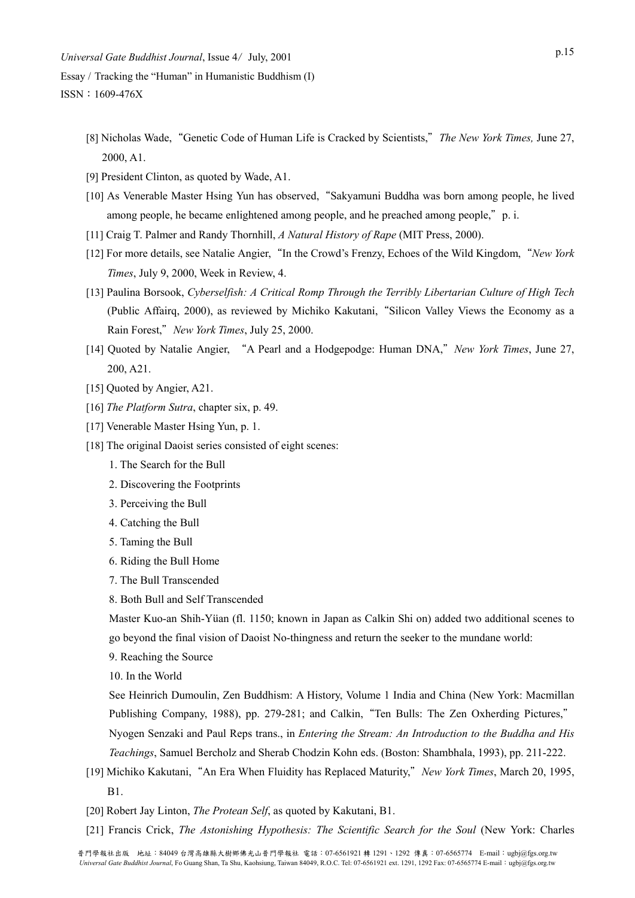[8] Nicholas Wade, "Genetic Code of Human Life is Cracked by Scientists," *The New York Times,* June 27, 2000, A1.

[9] President Clinton, as quoted by Wade, A1.

[10] As Venerable Master Hsing Yun has observed, "Sakyamuni Buddha was born among people, he lived among people, he became enlightened among people, and he preached among people," p. i.

[11] Craig T. Palmer and Randy Thornhill, *A Natural History of Rape* (MIT Press, 2000).

[12] For more details, see Natalie Angier, "In the Crowd's Frenzy, Echoes of the Wild Kingdom, "*New York Times*, July 9, 2000, Week in Review, 4.

[13] Paulina Borsook, *Cyberselfish: A Critical Romp Through the Terribly Libertarian Culture of High Tech* (Public Affairq, 2000), as reviewed by Michiko Kakutani, "Silicon Valley Views the Economy as a Rain Forest," *New York Times*, July 25, 2000.

[14] Quoted by Natalie Angier, "A Pearl and a Hodgepodge: Human DNA," *New York Times*, June 27, 200, A21.

[15] Quoted by Angier, A21.

[16] *The Platform Sutra*, chapter six, p. 49.

[17] Venerable Master Hsing Yun, p. 1.

[18] The original Daoist series consisted of eight scenes:

1. The Search for the Bull
2. Discovering the Footprints
3. Perceiving the Bull
4. Catching the Bull
5. Taming the Bull
6. Riding the Bull Home
7. The Bull Transcended
8. Both Bull and Self Transcended

Master Kuo-an Shih-Yüan (fl. 1150; known in Japan as Calkin Shi on) added two additional scenes to go beyond the final vision of Daoist No-thingness and return the seeker to the mundane world:

9. Reaching the Source
10. In the World

See Heinrich Dumoulin, Zen Buddhism: A History, Volume 1 India and China (New York: Macmillan Publishing Company, 1988), pp. 279-281; and Calkin, "Ten Bulls: The Zen Oxherding Pictures," Nyogen Senzaki and Paul Reps trans., in *Entering the Stream: An Introduction to the Buddha and His Teachings*, Samuel Bercholz and Sherab Chodzin Kohn eds. (Boston: Shambhala, 1993), pp. 211-222.

[19] Michiko Kakutani, "An Era When Fluidity has Replaced Maturity," *New York Times*, March 20, 1995, B1.

[20] Robert Jay Linton, *The Protean Self*, as quoted by Kakutani, B1.

[21] Francis Crick, *The Astonishing Hypothesis: The Scientific Search for the Soul* (New York: Charles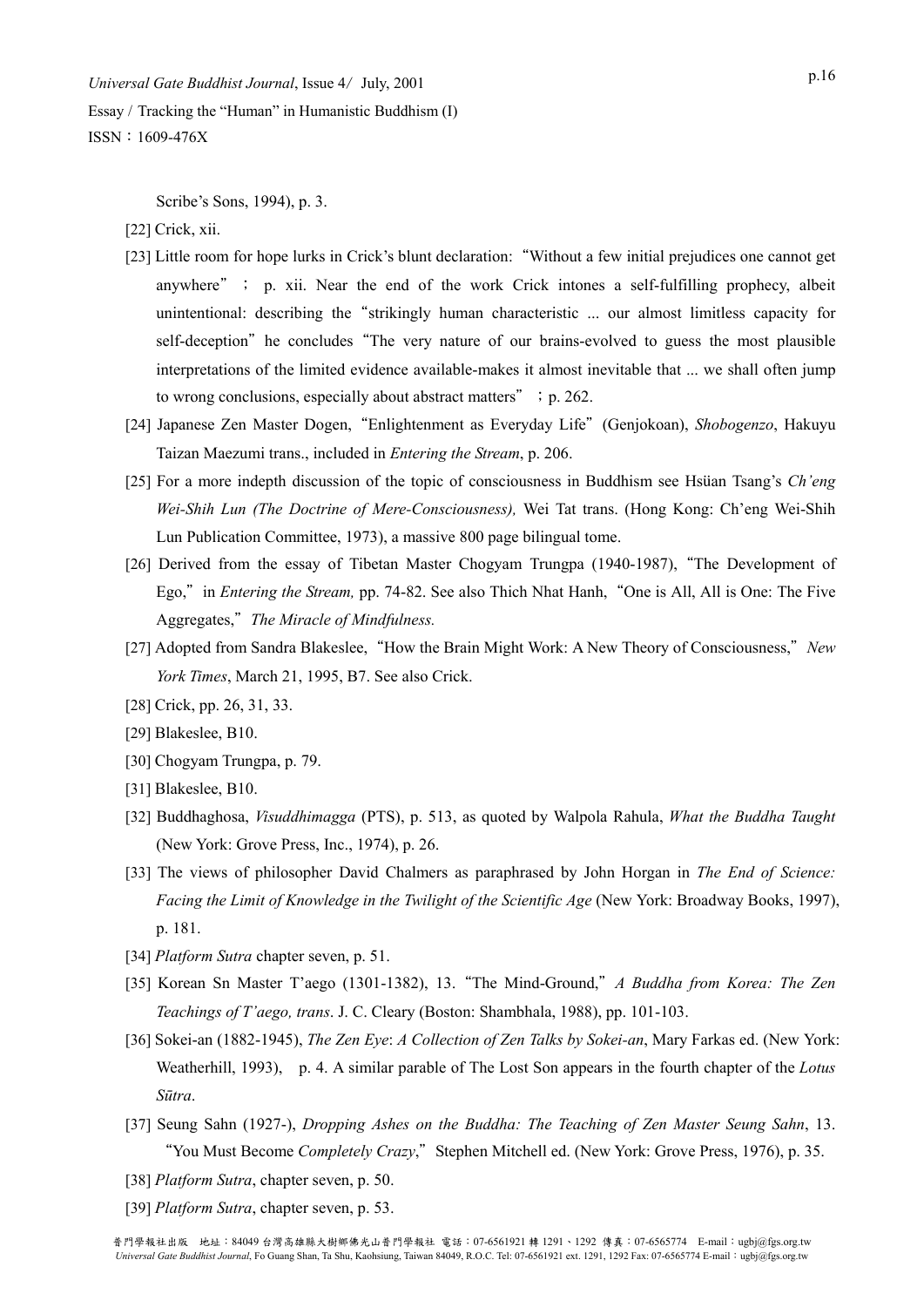Scribe's Sons, 1994), p. 3.

[22] Crick, xii.

[23] Little room for hope lurks in Crick's blunt declaration: "Without a few initial prejudices one cannot get anywhere" ; p. xii. Near the end of the work Crick intones a self-fulfilling prophecy, albeit unintentional: describing the "strikingly human characteristic ... our almost limitless capacity for self-deception" he concludes "The very nature of our brains-evolved to guess the most plausible interpretations of the limited evidence available-makes it almost inevitable that ... we shall often jump to wrong conclusions, especially about abstract matters" ; p. 262.

[24] Japanese Zen Master Dogen, "Enlightenment as Everyday Life" (Genjokoan), *Shobogenzo*, Hakuyu Taizan Maezumi trans., included in *Entering the Stream*, p. 206.

[25] For a more indepth discussion of the topic of consciousness in Buddhism see Hsüan Tsang's *Ch'eng Wei-Shih Lun (The Doctrine of Mere-Consciousness),* Wei Tat trans. (Hong Kong: Ch'eng Wei-Shih Lun Publication Committee, 1973), a massive 800 page bilingual tome.

[26] Derived from the essay of Tibetan Master Chogyam Trungpa (1940-1987), "The Development of Ego," in *Entering the Stream,* pp. 74-82. See also Thich Nhat Hanh, "One is All, All is One: The Five Aggregates," *The Miracle of Mindfulness.*

[27] Adopted from Sandra Blakeslee, "How the Brain Might Work: A New Theory of Consciousness," *New York Times*, March 21, 1995, B7. See also Crick.

[28] Crick, pp. 26, 31, 33.

[29] Blakeslee, B10.

[30] Chogyam Trungpa, p. 79.

[31] Blakeslee, B10.

[32] Buddhaghosa, *Visuddhimagga* (PTS), p. 513, as quoted by Walpola Rahula, *What the Buddha Taught* (New York: Grove Press, Inc., 1974), p. 26.

[33] The views of philosopher David Chalmers as paraphrased by John Horgan in *The End of Science: Facing the Limit of Knowledge in the Twilight of the Scientific Age* (New York: Broadway Books, 1997), p. 181.

[34] *Platform Sutra* chapter seven, p. 51.

[35] Korean Sn Master T'aego (1301-1382), 13. "The Mind-Ground," *A Buddha from Korea: The Zen Teachings of T'aego, trans*. J. C. Cleary (Boston: Shambhala, 1988), pp. 101-103.

[36] Sokei-an (1882-1945), *The Zen Eye*: *A Collection of Zen Talks by Sokei-an*, Mary Farkas ed. (New York: Weatherhill, 1993), p. 4. A similar parable of The Lost Son appears in the fourth chapter of the *Lotus Sūtra*.

[37] Seung Sahn (1927-), *Dropping Ashes on the Buddha: The Teaching of Zen Master Seung Sahn*, 13. "You Must Become *Completely Crazy*," Stephen Mitchell ed. (New York: Grove Press, 1976), p. 35.

[38] *Platform Sutra*, chapter seven, p. 50.

[39] *Platform Sutra*, chapter seven, p. 53.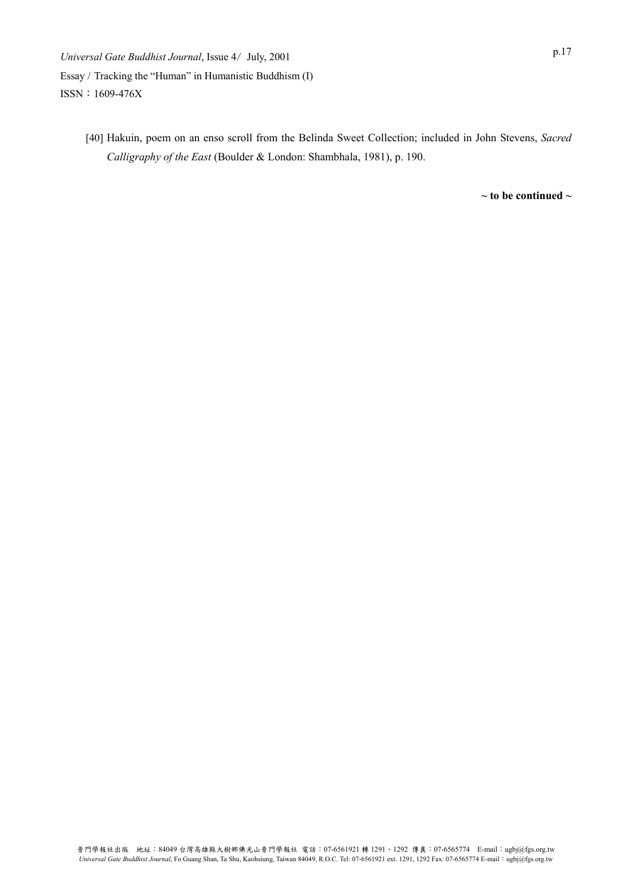[40] Hakuin, poem on an enso scroll from the Belinda Sweet Collection; included in John Stevens, *Sacred Calligraphy of the East* (Boulder & London: Shambhala, 1981), p. 190.

**~ to be continued ~**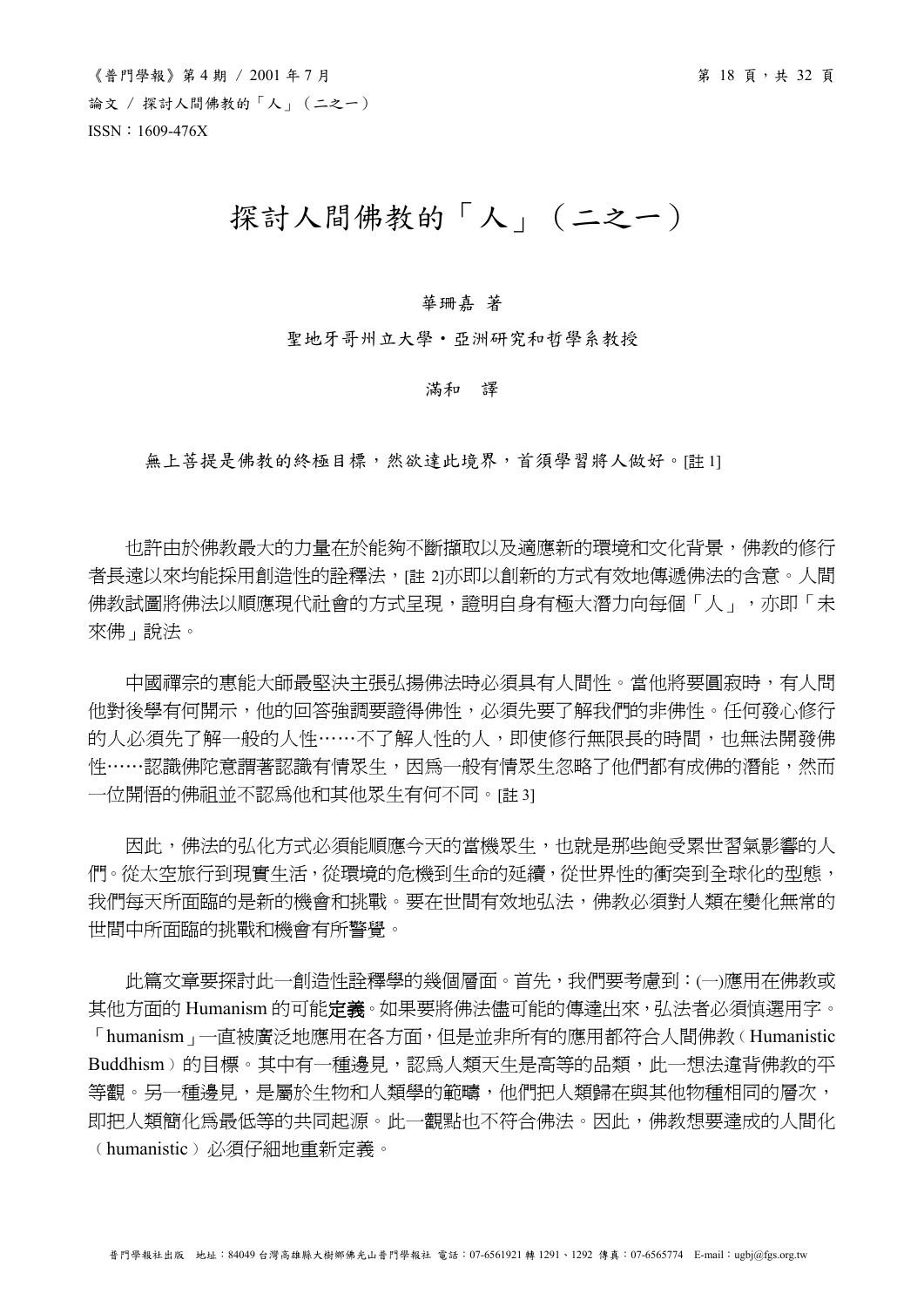# 探討人間佛教的「人」（二之一）

華珊嘉 著

聖地牙哥州立大學・亞洲研究和哲學系教授

滿和　譯

無上菩提是佛教的終極目標，然欲達此境界，首須學習將人做好。[註 1]

也許由於佛教最大的力量在於能夠不斷擷取以及適應新的環境和文化背景，佛教的修行者長遠以來均能採用創造性的詮釋法，[註 2]亦即以創新的方式有效地傳遞佛法的含意。人間佛教試圖將佛法以順應現代社會的方式呈現，證明自身有極大潛力向每個「人」，亦即「未來佛」說法。

中國禪宗的惠能大師最堅決主張弘揚佛法時必須具有人間性。當他將要圓寂時，有人問他對後學有何開示，他的回答強調要證得佛性，必須先要了解我們的非佛性。任何發心修行的人必須先了解一般的人性……不了解人性的人，即使修行無限長的時間，也無法開發佛性……認識佛陀意謂著認識有情眾生，因為一般有情眾生忽略了他們都有成佛的潛能，然而一位開悟的佛祖並不認為他和其他眾生有何不同。[註 3]

因此，佛法的弘化方式必須能順應今天的當機眾生，也就是那些飽受累世習氣影響的人們。從太空旅行到現實生活，從環境的危機到生命的延續，從世界性的衝突到全球化的型態，我們每天所面臨的是新的機會和挑戰。要在世間有效地弘法，佛教必須對人類在變化無常的世間中所面臨的挑戰和機會有所警覺。

此篇文章要探討此一創造性詮釋學的幾個層面。首先，我們要考慮到：(一)應用在佛教或其他方面的 Humanism 的可能**定義**。如果要將佛法儘可能的傳達出來，弘法者必須慎選用字。「humanism」一直被廣泛地應用在各方面，但是並非所有的應用都符合人間佛教（Humanistic Buddhism）的目標。其中有一種邊見，認為人類天生是高等的品類，此一想法違背佛教的平等觀。另一種邊見，是屬於生物和人類學的範疇，他們把人類歸在與其他物種相同的層次，即把人類簡化為最低等的共同起源。此一觀點也不符合佛法。因此，佛教想要達成的人間化（humanistic）必須仔細地重新定義。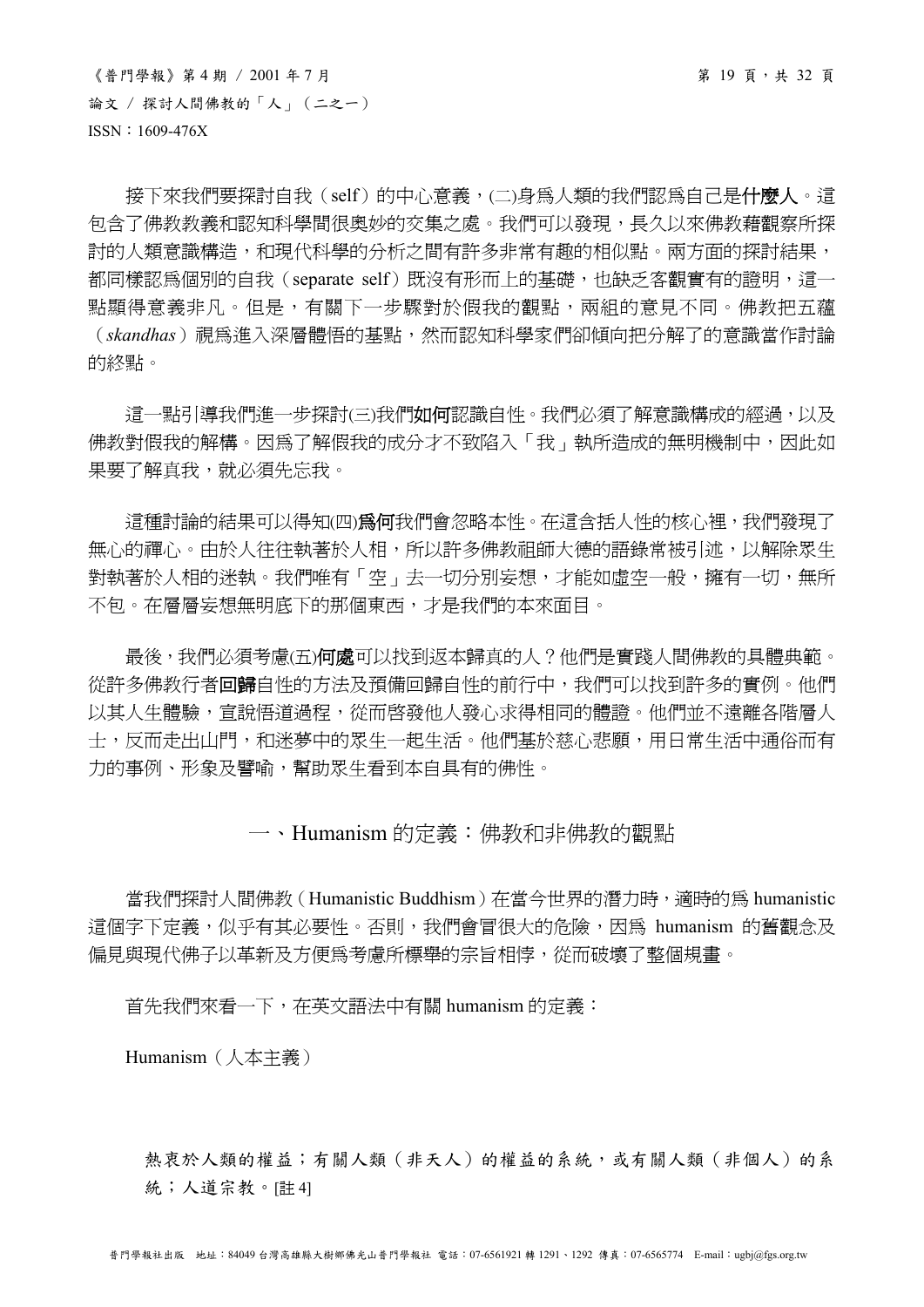接下來我們要探討自我（self）的中心意義，(二)身爲人類的我們認爲自己是**什麼人**。這包含了佛教教義和認知科學間很奧妙的交集之處。我們可以發現，長久以來佛教藉觀察所探討的人類意識構造，和現代科學的分析之間有許多非常有趣的相似點。兩方面的探討結果，都同樣認爲個別的自我（separate self）既沒有形而上的基礎，也缺乏客觀實有的證明，這一點顯得意義非凡。但是，有關下一步驟對於假我的觀點，兩組的意見不同。佛教把五蘊（*skandhas*）視爲進入深層體悟的基點，然而認知科學家們卻傾向把分解了的意識當作討論的終點。

這一點引導我們進一步探討(三)我們**如何**認識自性。我們必須了解意識構成的經過，以及佛教對假我的解構。因爲了解假我的成分才不致陷入「我」執所造成的無明機制中，因此如果要了解真我，就必須先忘我。

這種討論的結果可以得知(四)**爲何**我們會忽略本性。在這含括人性的核心裡，我們發現了無心的禪心。由於人往往執著於人相，所以許多佛教祖師大德的語錄常被引述，以解除眾生對執著於人相的迷執。我們唯有「空」去一切分別妄想，才能如虛空一般，擁有一切，無所不包。在層層妄想無明底下的那個東西，才是我們的本來面目。

最後，我們必須考慮(五)**何處**可以找到返本歸真的人？他們是實踐人間佛教的具體典範。從許多佛教行者**回歸**自性的方法及預備回歸自性的前行中，我們可以找到許多的實例。他們以其人生體驗，宣說悟道過程，從而啓發他人發心求得相同的體證。他們並不遠離各階層人士，反而走出山門，和迷夢中的眾生一起生活。他們基於慈心悲願，用日常生活中通俗而有力的事例、形象及譬喻，幫助眾生看到本自具有的佛性。

## 一、Humanism 的定義：佛教和非佛教的觀點

當我們探討人間佛教（Humanistic Buddhism）在當今世界的潛力時，適時的爲 humanistic 這個字下定義，似乎有其必要性。否則，我們會冒很大的危險，因爲 humanism 的舊觀念及偏見與現代佛子以革新及方便爲考慮所標舉的宗旨相悖，從而破壞了整個規畫。

首先我們來看一下，在英文語法中有關 humanism 的定義：

Humanism（人本主義）

> 熱衷於人類的權益；有關人類（非天人）的權益的系統，或有關人類（非個人）的系統；人道宗教。[註 4]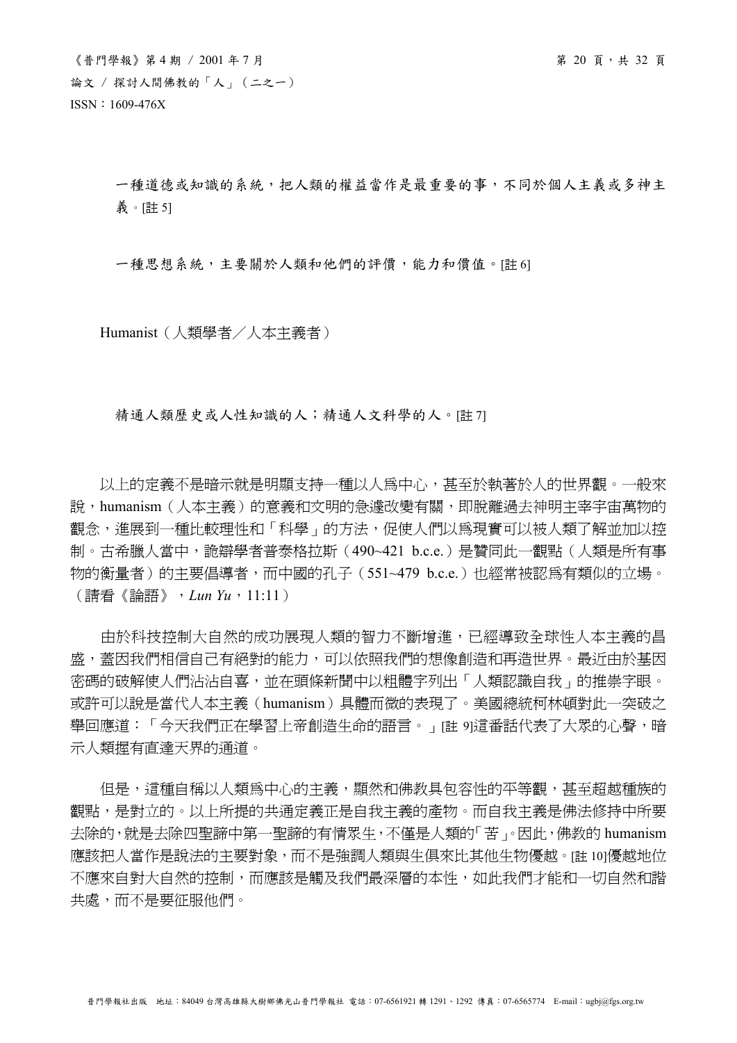一種道德或知識的系統，把人類的權益當作是最重要的事，不同於個人主義或多神主義。[註 5]

一種思想系統，主要關於人類和他們的評價，能力和價值。[註 6]

Humanist（人類學者／人本主義者）

精通人類歷史或人性知識的人；精通人文科學的人。[註 7]

以上的定義不是暗示就是明顯支持一種以人為中心，甚至於執著於人的世界觀。一般來說，humanism（人本主義）的意義和文明的急遽改變有關，即脫離過去神明主宰宇宙萬物的觀念，進展到一種比較理性和「科學」的方法，促使人們以為現實可以被人類了解並加以控制。古希臘人當中，詭辯學者普泰格拉斯（490~421 b.c.e.）是贊同此一觀點（人類是所有事物的衡量者）的主要倡導者，而中國的孔子（551~479 b.c.e.）也經常被認為有類似的立場。（請看《論語》，*Lun Yu*，11:11）

由於科技控制大自然的成功展現人類的智力不斷增進，已經導致全球性人本主義的昌盛，蓋因我們相信自己有絕對的能力，可以依照我們的想像創造和再造世界。最近由於基因密碼的破解使人們沾沾自喜，並在頭條新聞中以粗體字列出「人類認識自我」的推崇字眼。或許可以說是當代人本主義（humanism）具體而微的表現了。美國總統柯林頓對此一突破之舉回應道：「今天我們正在學習上帝創造生命的語言。」[註 9]這番話代表了大眾的心聲，暗示人類握有直達天界的通道。

但是，這種自稱以人類為中心的主義，顯然和佛教具包容性的平等觀，甚至超越種族的觀點，是對立的。以上所提的共通定義正是自我主義的產物。而自我主義是佛法修持中所要去除的，就是去除四聖諦中第一聖諦的有情眾生，不僅是人類的「苦」。因此，佛教的 humanism 應該把人當作是說法的主要對象，而不是強調人類與生俱來比其他生物優越。[註 10]優越地位不應來自對大自然的控制，而應該是觸及我們最深層的本性，如此我們才能和一切自然和諧共處，而不是要征服他們。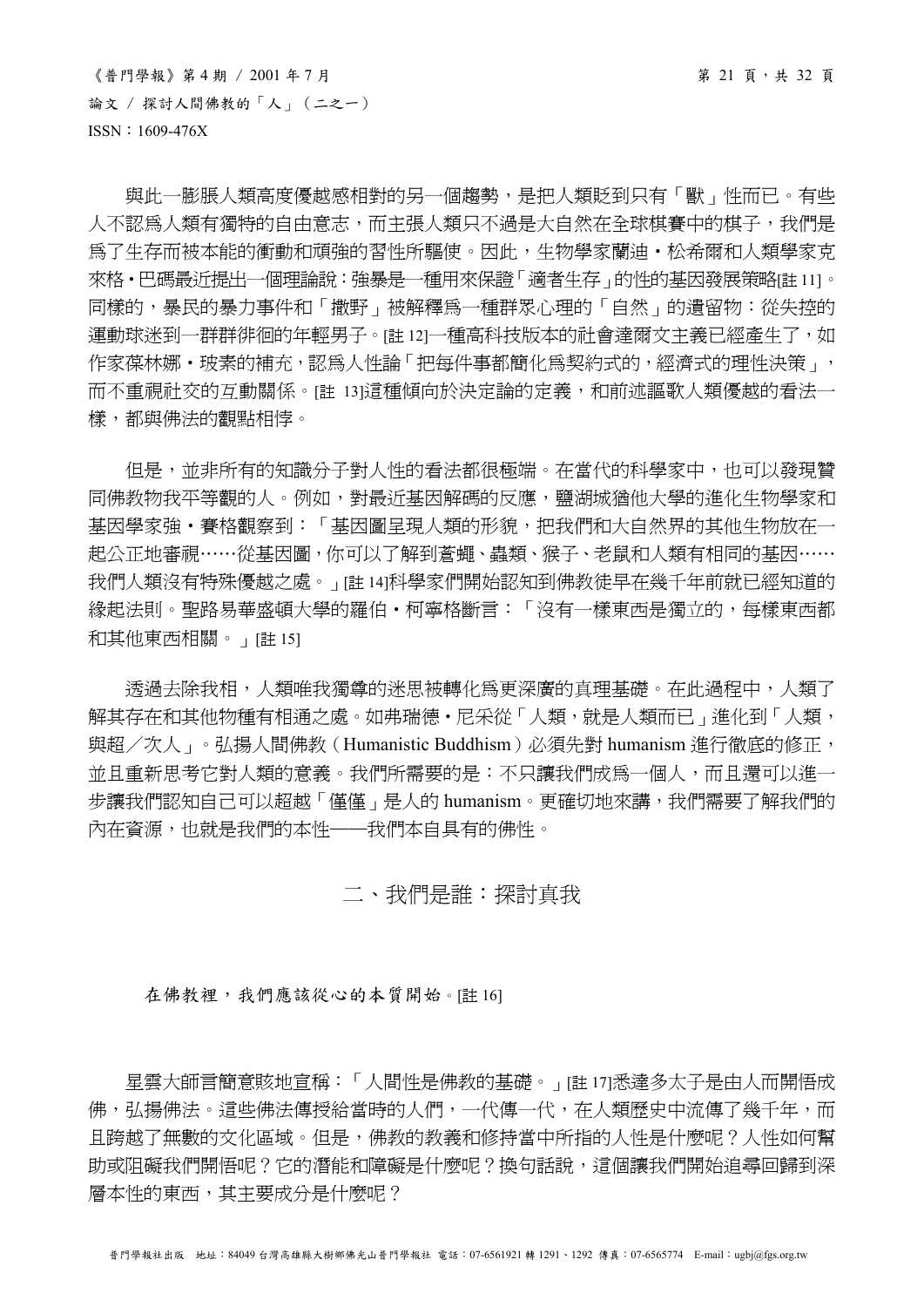與此一膨脹人類高度優越感相對的另一個趨勢，是把人類貶到只有「獸」性而已。有些人不認為人類有獨特的自由意志，而主張人類只不過是大自然在全球棋賽中的棋子，我們是為了生存而被本能的衝動和頑強的習性所驅使。因此，生物學家蘭迪・松希爾和人類學家克來格・巴碼最近提出一個理論說：強暴是一種用來保證「適者生存」的性的基因發展策略[註 11]。同樣的，暴民的暴力事件和「撒野」被解釋為一種群眾心理的「自然」的遺留物：從失控的運動球迷到一群群徘徊的年輕男子。[註 12]一種高科技版本的社會達爾文主義已經產生了，如作家葆林娜・玻素的補充，認為人性論「把每件事都簡化為契約式的，經濟式的理性決策」，而不重視社交的互動關係。[註 13]這種傾向於決定論的定義，和前述謳歌人類優越的看法一樣，都與佛法的觀點相悖。

但是，並非所有的知識分子對人性的看法都很極端。在當代的科學家中，也可以發現贊同佛教物我平等觀的人。例如，對最近基因解碼的反應，鹽湖城猶他大學的進化生物學家和基因學家強・賽格觀察到：「基因圖呈現人類的形貌，把我們和大自然界的其他生物放在一起公正地審視……從基因圖，你可以了解到蒼蠅、蟲類、猴子、老鼠和人類有相同的基因……我們人類沒有特殊優越之處。」[註 14]科學家們開始認知到佛教徒早在幾千年前就已經知道的緣起法則。聖路易華盛頓大學的羅伯・柯寧格斷言：「沒有一樣東西是獨立的，每樣東西都和其他東西相關。」[註 15]

透過去除我相，人類唯我獨尊的迷思被轉化為更深廣的真理基礎。在此過程中，人類了解其存在和其他物種有相通之處。如弗瑞德・尼采從「人類，就是人類而已」進化到「人類，與超／次人」。弘揚人間佛教（Humanistic Buddhism）必須先對 humanism 進行徹底的修正，並且重新思考它對人類的意義。我們所需要的是：不只讓我們成為一個人，而且還可以進一步讓我們認知自己可以超越「僅僅」是人的 humanism。更確切地來講，我們需要了解我們的內在資源，也就是我們的本性——我們本自具有的佛性。

## 二、我們是誰：探討真我

在佛教裡，我們應該從心的本質開始。[註 16]

星雲大師言簡意賅地宣稱：「人間性是佛教的基礎。」[註 17]悉達多太子是由人而開悟成佛，弘揚佛法。這些佛法傳授給當時的人們，一代傳一代，在人類歷史中流傳了幾千年，而且跨越了無數的文化區域。但是，佛教的教義和修持當中所指的人性是什麼呢？人性如何幫助或阻礙我們開悟呢？它的潛能和障礙是什麼呢？換句話說，這個讓我們開始追尋回歸到深層本性的東西，其主要成分是什麼呢？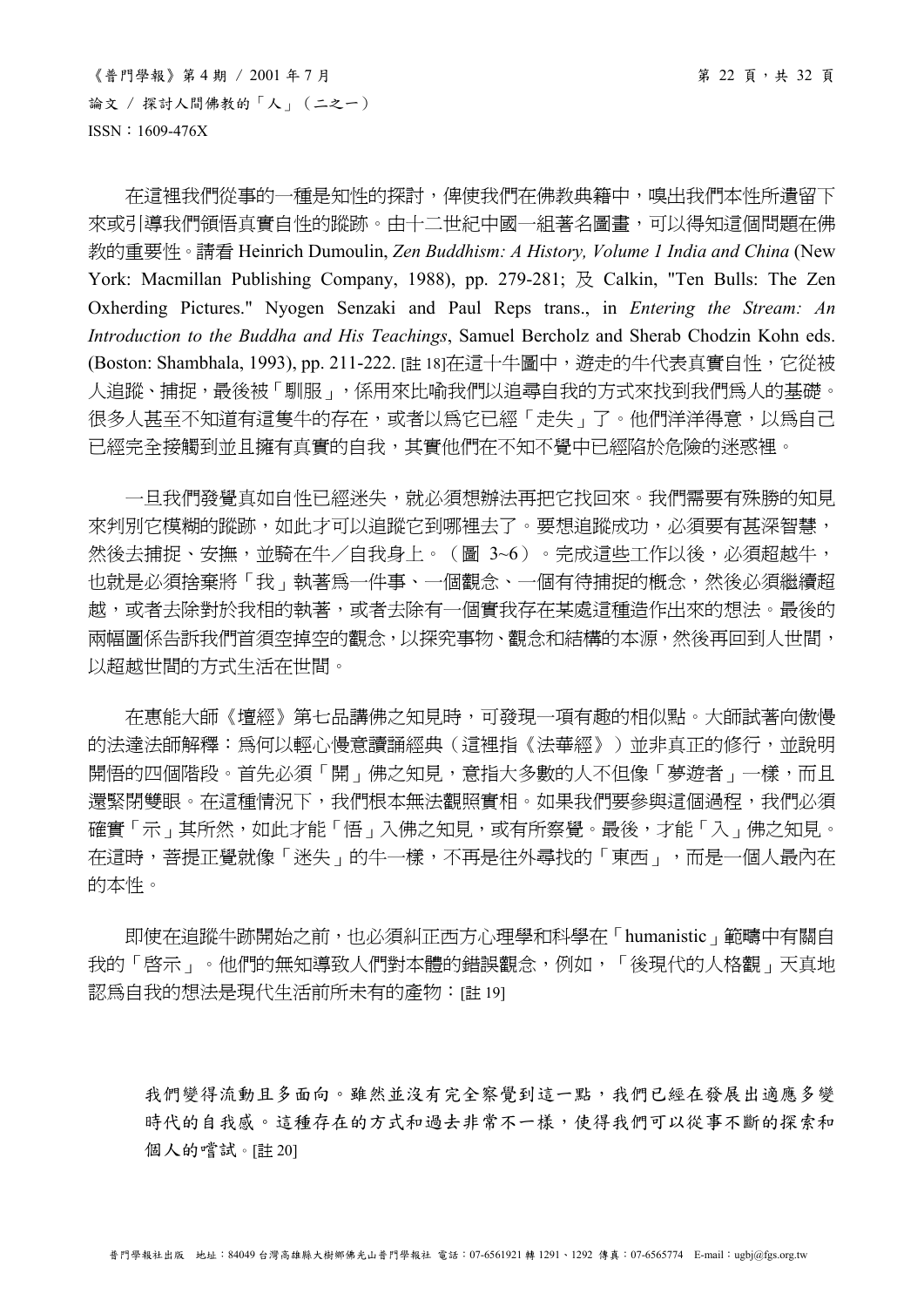在這裡我們從事的一種是知性的探討，俾使我們在佛教典籍中，嗅出我們本性所遺留下來或引導我們領悟真實自性的蹤跡。由十二世紀中國一組著名圖畫，可以得知這個問題在佛教的重要性。請看 Heinrich Dumoulin, *Zen Buddhism: A History, Volume 1 India and China* (New York: Macmillan Publishing Company, 1988), pp. 279-281; 及 Calkin, "Ten Bulls: The Zen Oxherding Pictures." Nyogen Senzaki and Paul Reps trans., in *Entering the Stream: An Introduction to the Buddha and His Teachings*, Samuel Bercholz and Sherab Chodzin Kohn eds. (Boston: Shambhala, 1993), pp. 211-222. [註 18]在這十牛圖中，遊走的牛代表真實自性，它從被人追蹤、捕捉，最後被「馴服」，係用來比喻我們以追尋自我的方式來找到我們爲人的基礎。很多人甚至不知道有這隻牛的存在，或者以爲它已經「走失」了。他們洋洋得意，以爲自己已經完全接觸到並且擁有真實的自我，其實他們在不知不覺中已經陷於危險的迷惑裡。

一旦我們發覺真如自性已經迷失，就必須想辦法再把它找回來。我們需要有殊勝的知見來判別它模糊的蹤跡，如此才可以追蹤它到哪裡去了。要想追蹤成功，必須要有甚深智慧，然後去捕捉、安撫，並騎在牛／自我身上。（圖 3~6）。完成這些工作以後，必須超越牛，也就是必須捨棄將「我」執著爲一件事、一個觀念、一個有待捕捉的概念，然後必須繼續超越，或者去除對於我相的執著，或者去除有一個實我存在某處這種造作出來的想法。最後的兩幅圖係告訴我們首須空掉空的觀念，以探究事物、觀念和結構的本源，然後再回到人世間，以超越世間的方式生活在世間。

在惠能大師《壇經》第七品講佛之知見時，可發現一項有趣的相似點。大師試著向傲慢的法達法師解釋：爲何以輕心慢意讀誦經典（這裡指《法華經》）並非真正的修行，並說明開悟的四個階段。首先必須「開」佛之知見，意指大多數的人不但像「夢遊者」一樣，而且還緊閉雙眼。在這種情況下，我們根本無法觀照實相。如果我們要參與這個過程，我們必須確實「示」其所然，如此才能「悟」入佛之知見，或有所察覺。最後，才能「入」佛之知見。在這時，菩提正覺就像「迷失」的牛一樣，不再是往外尋找的「東西」，而是一個人最內在的本性。

即使在追蹤牛跡開始之前，也必須糾正西方心理學和科學在「humanistic」範疇中有關自我的「啟示」。他們的無知導致人們對本體的錯誤觀念，例如，「後現代的人格觀」天真地認爲自我的想法是現代生活前所未有的產物：[註 19]

> 我們變得流動且多面向。雖然並沒有完全察覺到這一點，我們已經在發展出適應多變時代的自我感。這種存在的方式和過去非常不一樣，使得我們可以從事不斷的探索和個人的嘗試。[註 20]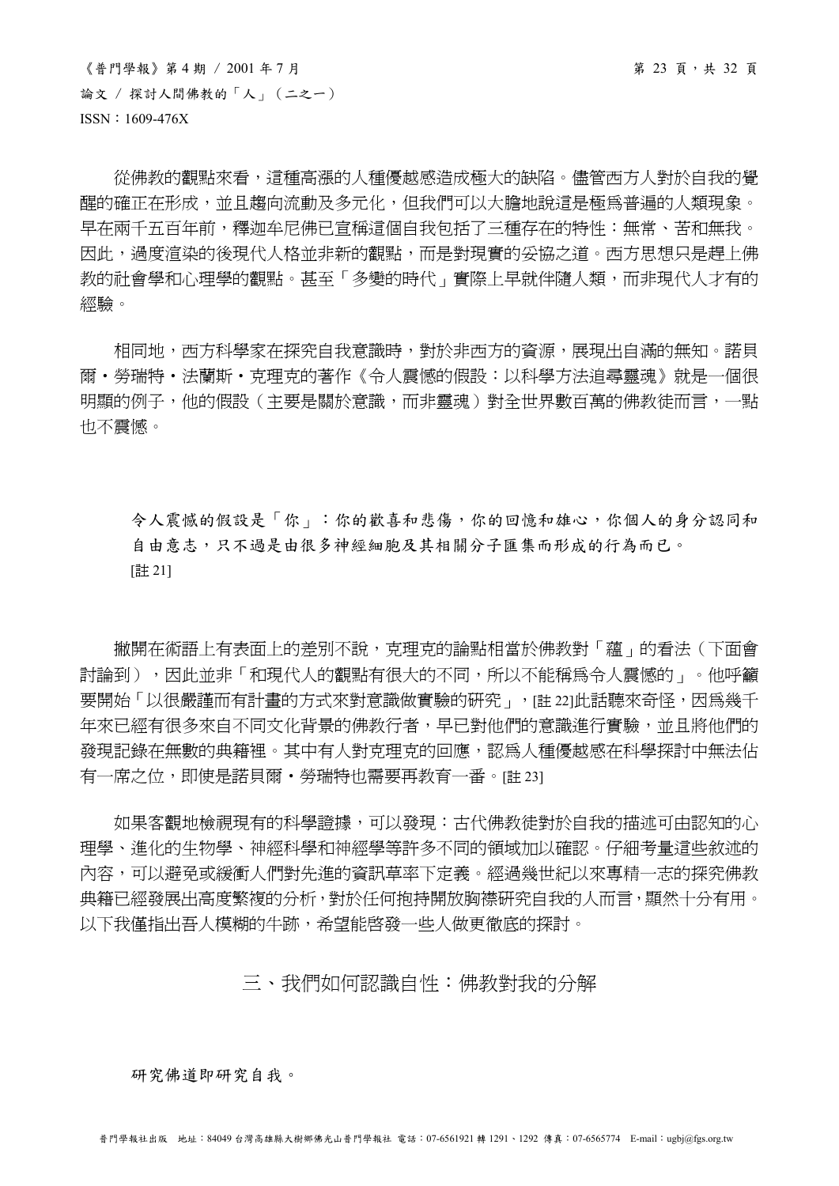從佛教的觀點來看，這種高漲的人種優越感造成極大的缺陷。儘管西方人對於自我的覺醒的確正在形成，並且趨向流動及多元化，但我們可以大膽地說這是極爲普遍的人類現象。早在兩千五百年前，釋迦牟尼佛已宣稱這個自我包括了三種存在的特性：無常、苦和無我。因此，過度渲染的後現代人格並非新的觀點，而是對現實的妥協之道。西方思想只是趕上佛教的社會學和心理學的觀點。甚至「多變的時代」實際上早就伴隨人類，而非現代人才有的經驗。

相同地，西方科學家在探究自我意識時，對於非西方的資源，展現出自滿的無知。諾貝爾・勞瑞特・法蘭斯・克理克的著作《令人震憾的假設：以科學方法追尋靈魂》就是一個很明顯的例子，他的假設（主要是關於意識，而非靈魂）對全世界數百萬的佛教徒而言，一點也不震憾。

> 令人震憾的假設是「你」：你的歡喜和悲傷，你的回憶和雄心，你個人的身分認同和自由意志，只不過是由很多神經細胞及其相關分子匯集而形成的行為而已。
> [註 21]

撇開在術語上有表面上的差別不說，克理克的論點相當於佛教對「蘊」的看法（下面會討論到），因此並非「和現代人的觀點有很大的不同，所以不能稱爲令人震憾的」。他呼籲要開始「以很嚴謹而有計畫的方式來對意識做實驗的研究」，[註 22]此話聽來奇怪，因爲幾千年來已經有很多來自不同文化背景的佛教行者，早已對他們的意識進行實驗，並且將他們的發現記錄在無數的典籍裡。其中有人對克理克的回應，認爲人種優越感在科學探討中無法佔有一席之位，即使是諾貝爾・勞瑞特也需要再教育一番。[註 23]

如果客觀地檢視現有的科學證據，可以發現：古代佛教徒對於自我的描述可由認知的心理學、進化的生物學、神經科學和神經學等許多不同的領域加以確認。仔細考量這些敘述的內容，可以避免或緩衝人們對先進的資訊草率下定義。經過幾世紀以來專精一志的探究佛教典籍已經發展出高度繁複的分析，對於任何抱持開放胸襟研究自我的人而言，顯然十分有用。以下我僅指出吾人模糊的牛跡，希望能啓發一些人做更徹底的探討。

## 三、我們如何認識自性：佛教對我的分解

> 研究佛道即研究自我。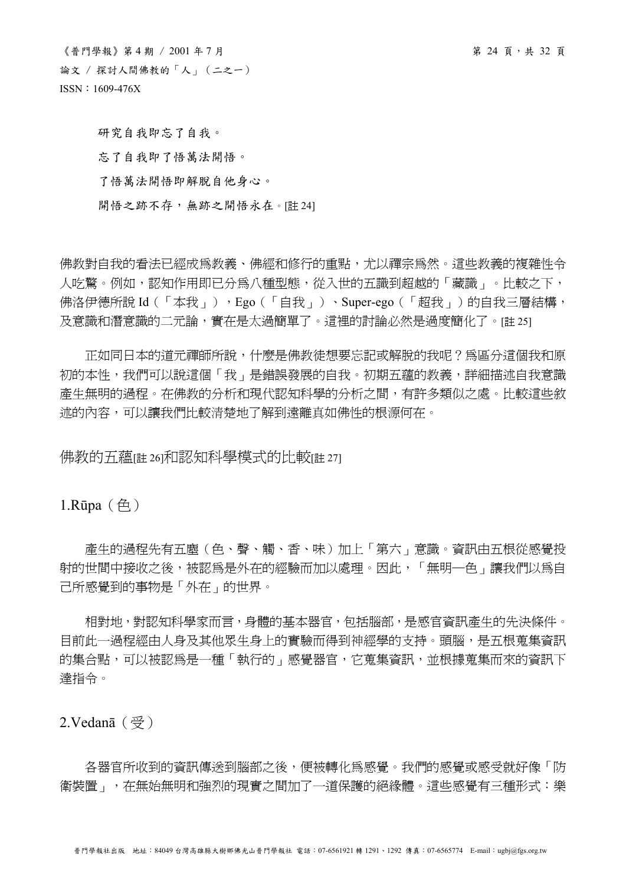研究自我即忘了自我。

忘了自我即了悟萬法開悟。

了悟萬法開悟即解脫自他身心。

開悟之跡不存，無跡之開悟永在。[註 24]

佛教對自我的看法已經成為教義、佛經和修行的重點，尤以禪宗為然。這些教義的複雜性令人吃驚。例如，認知作用即已分為八種型態，從入世的五識到超越的「藏識」。比較之下，佛洛伊德所說 Id（「本我」），Ego（「自我」）、Super-ego（「超我」）的自我三層結構，及意識和潛意識的二元論，實在是太過簡單了。這裡的討論必然是過度簡化了。[註 25]

正如同日本的道元禪師所說，什麼是佛教徒想要忘記或解脫的我呢？為區分這個我和原初的本性，我們可以說這個「我」是錯誤發展的自我。初期五蘊的教義，詳細描述自我意識產生無明的過程。在佛教的分析和現代認知科學的分析之間，有許多類似之處。比較這些敘述的內容，可以讓我們比較清楚地了解到遠離真如佛性的根源何在。

## 佛教的五蘊[註 26]和認知科學模式的比較[註 27]

### 1.Rūpa（色）

產生的過程先有五塵（色、聲、觸、香、味）加上「第六」意識。資訊由五根從感覺投射的世間中接收之後，被認為是外在的經驗而加以處理。因此，「無明─色」讓我們以為自己所感覺到的事物是「外在」的世界。

相對地，對認知科學家而言，身體的基本器官，包括腦部，是感官資訊產生的先決條件。目前此一過程經由人身及其他眾生身上的實驗而得到神經學的支持。頭腦，是五根蒐集資訊的集合點，可以被認為是一種「執行的」感覺器官，它蒐集資訊，並根據蒐集而來的資訊下達指令。

### 2.Vedanā（受）

各器官所收到的資訊傳送到腦部之後，便被轉化為感覺。我們的感覺或感受就好像「防衛裝置」，在無始無明和強烈的現實之間加了一道保護的絕緣體。這些感覺有三種形式：樂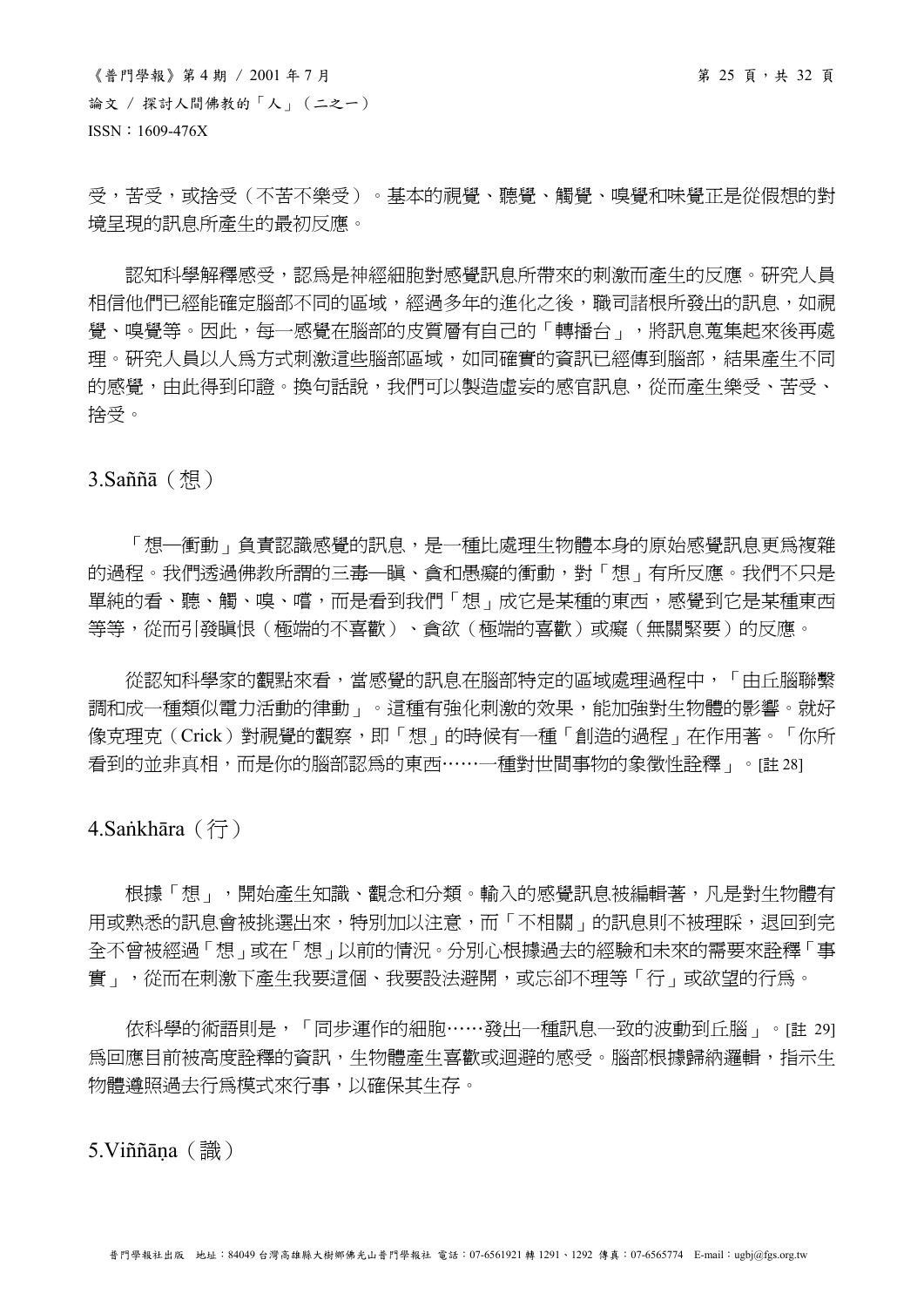受，苦受，或捨受（不苦不樂受）。基本的視覺、聽覺、觸覺、嗅覺和味覺正是從假想的對境呈現的訊息所產生的最初反應。

認知科學解釋感受，認爲是神經細胞對感覺訊息所帶來的刺激而產生的反應。研究人員相信他們已經能確定腦部不同的區域，經過多年的進化之後，職司諸根所發出的訊息，如視覺、嗅覺等。因此，每一感覺在腦部的皮質層有自己的「轉播台」，將訊息蒐集起來後再處理。研究人員以人爲方式刺激這些腦部區域，如同確實的資訊已經傳到腦部，結果產生不同的感覺，由此得到印證。換句話說，我們可以製造虛妄的感官訊息，從而產生樂受、苦受、捨受。

## 3.Saññā（想）

「想─衝動」負責認識感覺的訊息，是一種比處理生物體本身的原始感覺訊息更爲複雜的過程。我們透過佛教所謂的三毒─瞋、貪和愚癡的衝動，對「想」有所反應。我們不只是單純的看、聽、觸、嗅、嚐，而是看到我們「想」成它是某種的東西，感覺到它是某種東西等等，從而引發瞋恨（極端的不喜歡）、貪欲（極端的喜歡）或癡（無關緊要）的反應。

從認知科學家的觀點來看，當感覺的訊息在腦部特定的區域處理過程中，「由丘腦聯繫調和成一種類似電力活動的律動」。這種有強化刺激的效果，能加強對生物體的影響。就好像克理克（Crick）對視覺的觀察，即「想」的時候有一種「創造的過程」在作用著。「你所看到的並非真相，而是你的腦部認爲的東西……一種對世間事物的象徵性詮釋」。[註 28]

## 4.Saṅkhāra（行）

根據「想」，開始產生知識、觀念和分類。輸入的感覺訊息被編輯著，凡是對生物體有用或熟悉的訊息會被挑選出來，特別加以注意，而「不相關」的訊息則不被理睬，退回到完全不曾被經過「想」或在「想」以前的情況。分別心根據過去的經驗和未來的需要來詮釋「事實」，從而在刺激下產生我要這個、我要設法避開，或忘卻不理等「行」或欲望的行爲。

依科學的術語則是，「同步運作的細胞……發出一種訊息一致的波動到丘腦」。[註 29] 爲回應目前被高度詮釋的資訊，生物體產生喜歡或迴避的感受。腦部根據歸納邏輯，指示生物體遵照過去行爲模式來行事，以確保其生存。

## 5.Viññāṇa（識）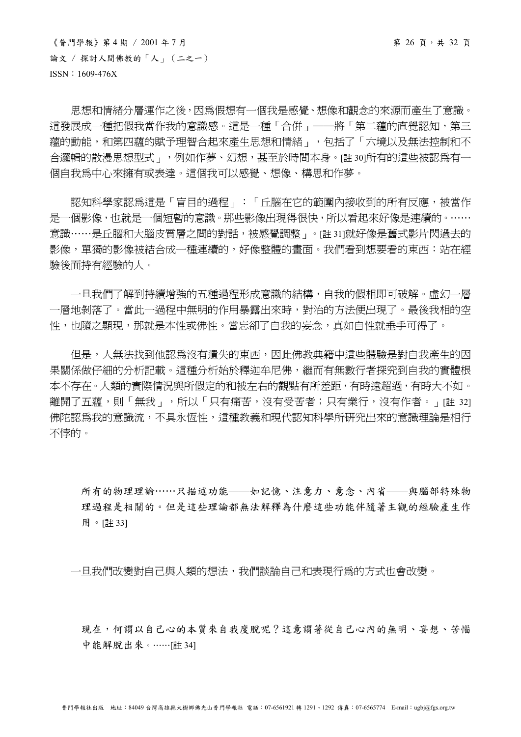思想和情緒分層運作之後，因爲假想有一個我是感覺、想像和觀念的來源而產生了意識。這發展成一種把假我當作我的意識感。這是一種「合併」——將「第二蘊的直覺認知，第三蘊的動能，和第四蘊的賦予理智合起來產生思想和情緒」，包括了「六境以及無法控制和不合邏輯的散漫思想型式」，例如作夢、幻想，甚至於時間本身。[註 30]所有的這些被認爲有一個自我爲中心來擁有或表達。這個我可以感覺、想像、構思和作夢。

認知科學家認爲這是「盲目的過程」：「丘腦在它的範圍內接收到的所有反應，被當作是一個影像，也就是一個短暫的意識。那些影像出現得很快，所以看起來好像是連續的。……意識……是丘腦和大腦皮質層之間的對話，被感覺調整」。[註 31]就好像是舊式影片閃過去的影像，單獨的影像被結合成一種連續的，好像整體的畫面。我們看到想要看的東西：站在經驗後面持有經驗的人。

一旦我們了解到持續增強的五種過程形成意識的結構，自我的假相即可破解。虛幻一層一層地剝落了。當此一過程中無明的作用暴露出來時，對治的方法便出現了。最後我相的空性，也隨之顯現，那就是本性或佛性。當忘卻了自我的妄念，真如自性就垂手可得了。

但是，人無法找到他認爲沒有遺失的東西，因此佛教典籍中這些體驗是對自我產生的因果關係做仔細的分析記載。這種分析始於釋迦牟尼佛，繼而有無數行者探究到自我的實體根本不存在。人類的實際情況與所假定的和被左右的觀點有所差距，有時遠超過，有時大不如。離開了五蘊，則「無我」，所以「只有痛苦，沒有受苦者；只有業行，沒有作者。」[註 32]佛陀認爲我的意識流，不具永恆性，這種教義和現代認知科學所研究出來的意識理論是相行不悖的。

> 所有的物理理論……只描述功能——如記憶、注意力、意念、內省——與腦部特殊物理過程是相關的。但是這些理論都無法解釋為什麼這些功能伴隨著主觀的經驗產生作用。[註 33]

一旦我們改變對自己與人類的想法，我們談論自己和表現行爲的方式也會改變。

> 現在，何謂以自己心的本質來自我度脫呢？這意謂著從自己心內的無明、妄想、苦惱中能解脫出來。……[註 34]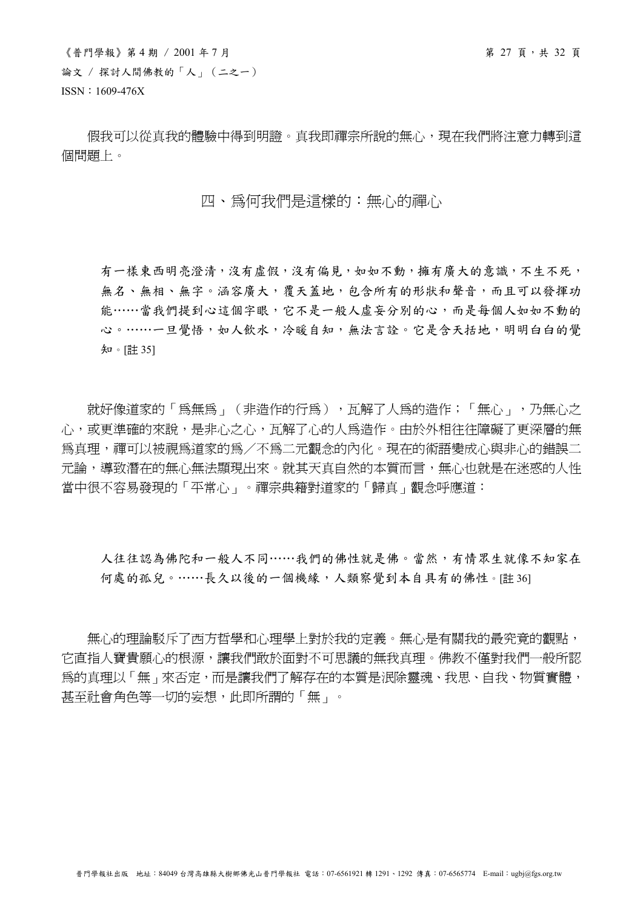假我可以從真我的體驗中得到明證。真我即禪宗所說的無心，現在我們將注意力轉到這個問題上。

## 四、爲何我們是這樣的：無心的禪心

> 有一樣東西明亮澄清，沒有虛假，沒有偏見，如如不動，擁有廣大的意識，不生不死，無名、無相、無字。涵容廣大，覆天蓋地，包含所有的形狀和聲音，而且可以發揮功能……當我們提到心這個字眼，它不是一般人虛妄分別的心，而是每個人如如不動的心。……一旦覺悟，如人飲水，冷暖自知，無法言詮。它是含天括地，明明白白的覺知。[註 35]

就好像道家的「爲無爲」（非造作的行爲），瓦解了人爲的造作；「無心」，乃無心之心，或更準確的來說，是非心之心，瓦解了心的人爲造作。由於外相往往障礙了更深層的無爲真理，禪可以被視爲道家的爲／不爲二元觀念的內化。現在的術語變成心與非心的錯誤二元論，導致潛在的無心無法顯現出來。就其天真自然的本質而言，無心也就是在迷惑的人性當中很不容易發現的「平常心」。禪宗典籍對道家的「歸真」觀念呼應道：

> 人往往認為佛陀和一般人不同……我們的佛性就是佛。當然，有情眾生就像不知家在何處的孤兒。……長久以後的一個機緣，人類察覺到本自具有的佛性。[註 36]

無心的理論駁斥了西方哲學和心理學上對於我的定義。無心是有關我的最究竟的觀點，它直指人寶貴願心的根源，讓我們敢於面對不可思議的無我真理。佛教不僅對我們一般所認爲的真理以「無」來否定，而是讓我們了解存在的本質是泯除靈魂、我思、自我、物質實體，甚至社會角色等一切的妄想，此即所謂的「無」。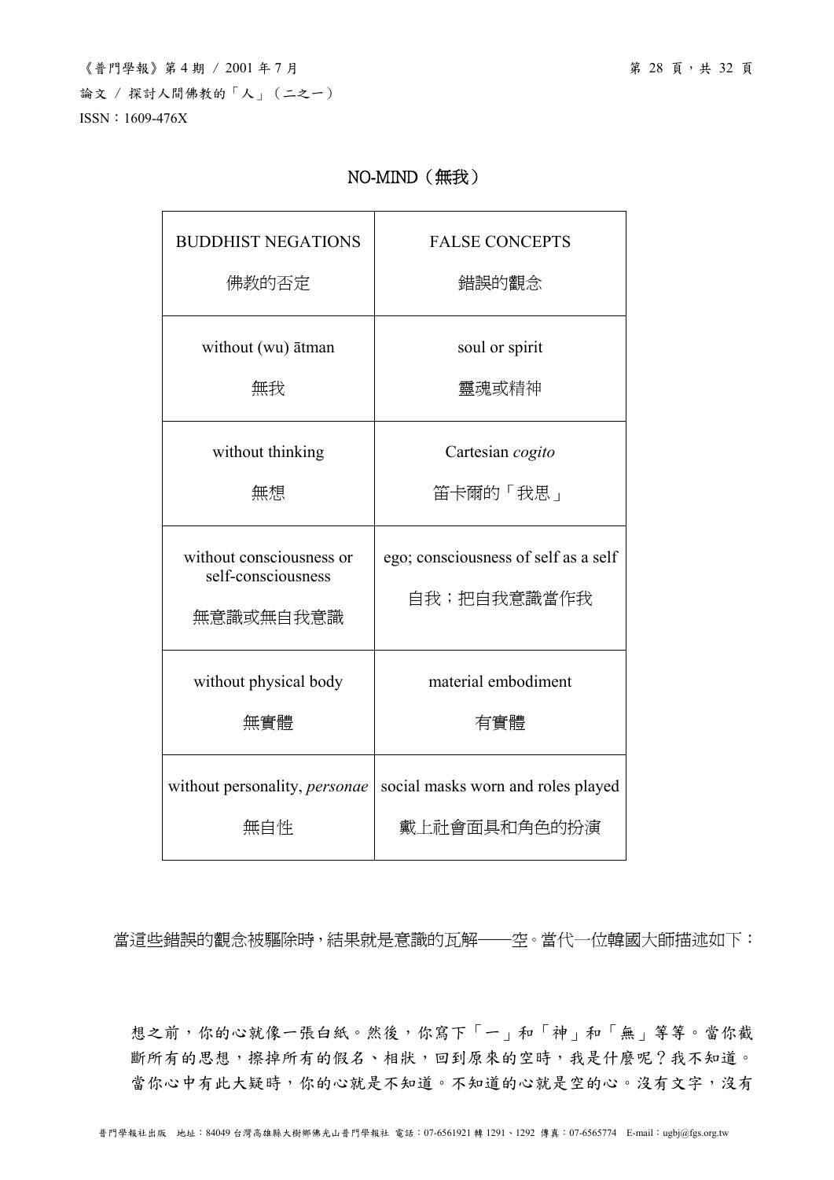NO-MIND（無我）

| BUDDHIST NEGATIONS 佛教的否定 | FALSE CONCEPTS 錯誤的觀念 |
| --- | --- |
| without (wu) ātman 無我 | soul or spirit 靈魂或精神 |
| without thinking 無想 | Cartesian *cogito* 笛卡爾的「我思」 |
| without consciousness or self-consciousness 無意識或無自我意識 | ego; consciousness of self as a self 自我；把自我意識當作我 |
| without physical body 無實體 | material embodiment 有實體 |
| without personality, *personae* 無自性 | social masks worn and roles played 戴上社會面具和角色的扮演 |

當這些錯誤的觀念被驅除時，結果就是意識的瓦解──空。當代一位韓國大師描述如下：

> 想之前，你的心就像一張白紙。然後，你寫下「一」和「神」和「無」等等。當你截斷所有的思想，擦掉所有的假名、相狀，回到原來的空時，我是什麼呢？我不知道。當你心中有此大疑時，你的心就是不知道。不知道的心就是空的心。沒有文字，沒有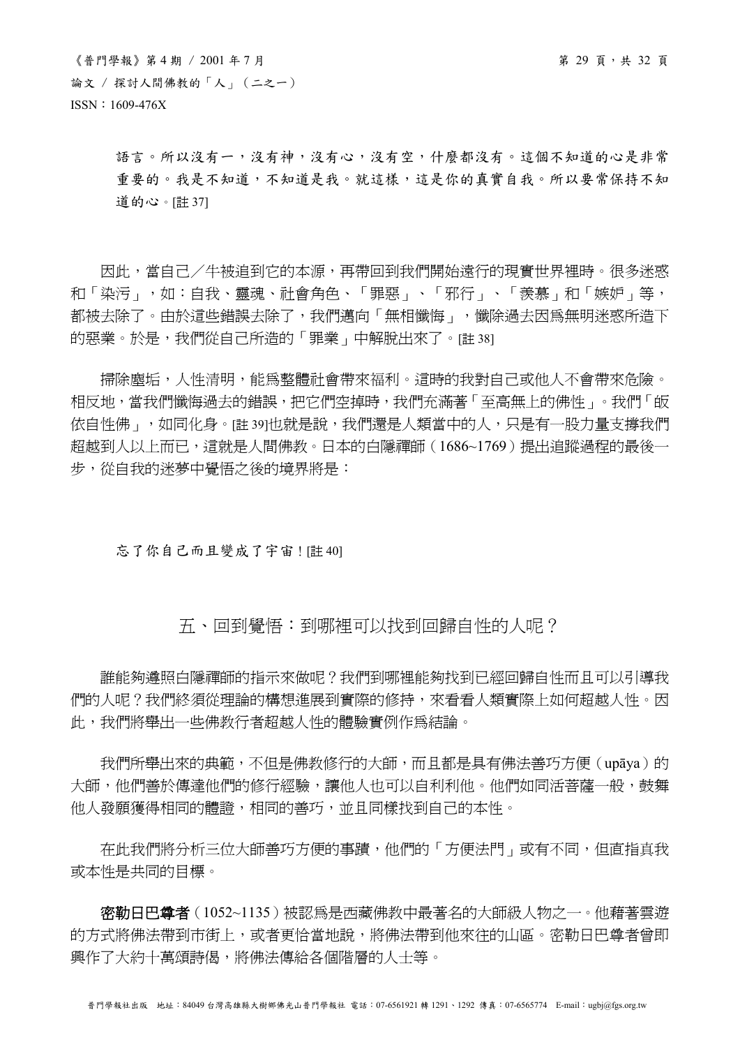語言。所以沒有一，沒有神，沒有心，沒有空，什麼都沒有。這個不知道的心是非常重要的。我是不知道，不知道是我。就這樣，這是你的真實自我。所以要常保持不知道的心。[註 37]

因此，當自己／牛被追到它的本源，再帶回到我們開始遠行的現實世界裡時。很多迷惑和「染污」，如：自我、靈魂、社會角色、「罪惡」、「邪行」、「羨慕」和「嫉妒」等，都被去除了。由於這些錯誤去除了，我們邁向「無相懺悔」，懺除過去因爲無明迷惑所造下的惡業。於是，我們從自己所造的「罪業」中解脫出來了。[註 38]

掃除塵垢，人性清明，能爲整體社會帶來福利。這時的我對自己或他人不會帶來危險。相反地，當我們懺悔過去的錯誤，把它們空掉時，我們充滿著「至高無上的佛性」。我們「皈依自性佛」，如同化身。[註 39]也就是說，我們還是人類當中的人，只是有一股力量支撐我們超越到人以上而已，這就是人間佛教。日本的白隱禪師（1686~1769）提出追蹤過程的最後一步，從自我的迷夢中覺悟之後的境界將是：

忘了你自己而且變成了宇宙！[註 40]

## 五、回到覺悟：到哪裡可以找到回歸自性的人呢？

誰能夠遵照白隱禪師的指示來做呢？我們到哪裡能夠找到已經回歸自性而且可以引導我們的人呢？我們終須從理論的構想進展到實際的修持，來看看人類實際上如何超越人性。因此，我們將舉出一些佛教行者超越人性的體驗實例作爲結論。

我們所舉出來的典範，不但是佛教修行的大師，而且都是具有佛法善巧方便（upāya）的大師，他們善於傳達他們的修行經驗，讓他人也可以自利利他。他們如同活菩薩一般，鼓舞他人發願獲得相同的體證，相同的善巧，並且同樣找到自己的本性。

在此我們將分析三位大師善巧方便的事蹟，他們的「方便法門」或有不同，但直指真我或本性是共同的目標。

**密勒日巴尊者**（1052~1135）被認爲是西藏佛教中最著名的大師級人物之一。他藉著雲遊的方式將佛法帶到市街上，或者更恰當地說，將佛法帶到他來往的山區。密勒日巴尊者曾即興作了大約十萬頌詩偈，將佛法傳給各個階層的人士等。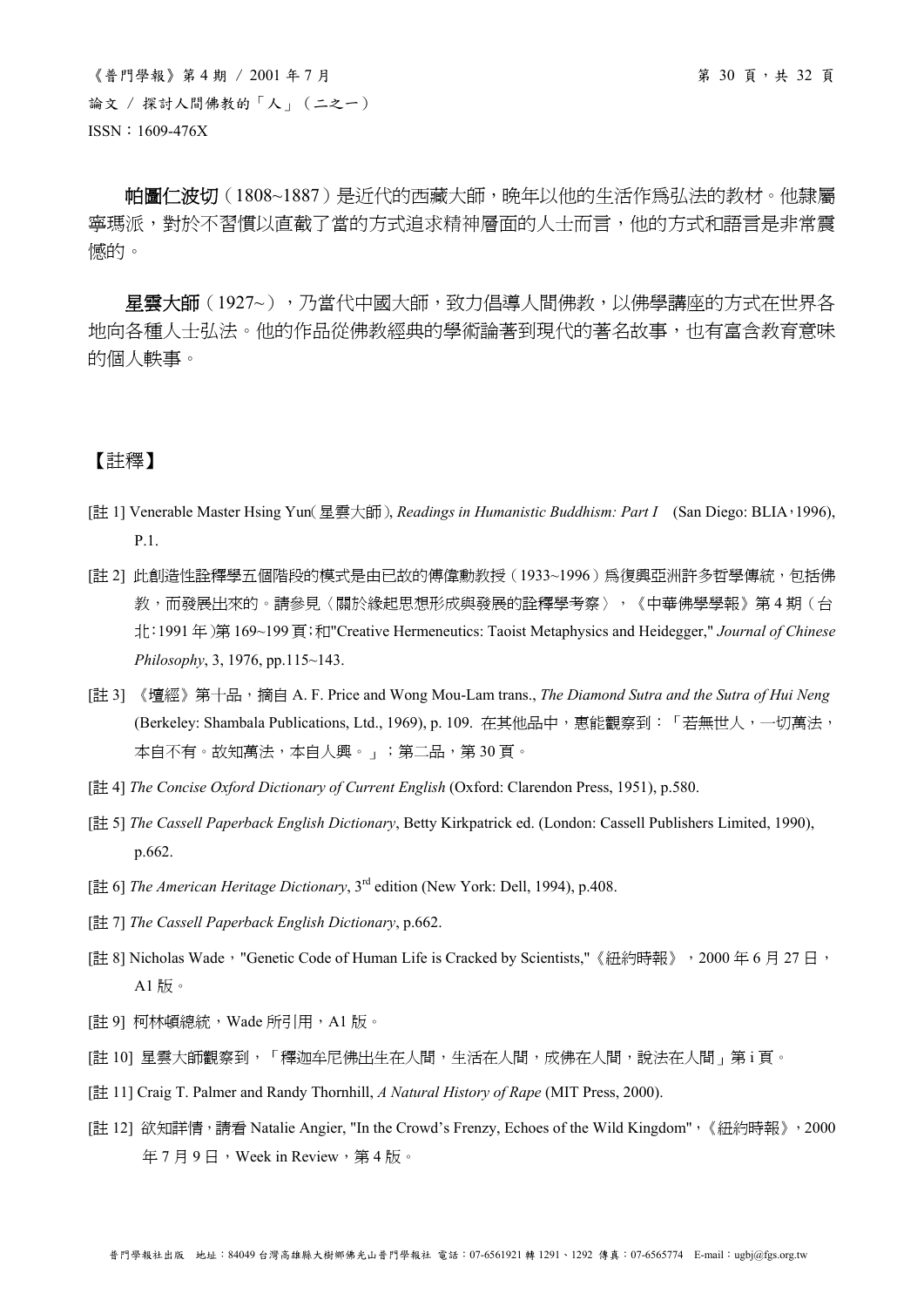**帕圖仁波切**（1808~1887）是近代的西藏大師，晚年以他的生活作爲弘法的教材。他隸屬寧瑪派，對於不習慣以直截了當的方式追求精神層面的人士而言，他的方式和語言是非常震憾的。

**星雲大師**（1927~），乃當代中國大師，致力倡導人間佛教，以佛學講座的方式在世界各地向各種人士弘法。他的作品從佛教經典的學術論著到現代的著名故事，也有富含教育意味的個人軼事。

【註釋】

[註 1] Venerable Master Hsing Yun(星雲大師), *Readings in Humanistic Buddhism: Part I* (San Diego: BLIA，1996), P.1.

[註 2] 此創造性詮釋學五個階段的模式是由已故的傅偉勳教授（1933~1996）爲復興亞洲許多哲學傳統，包括佛教，而發展出來的。請參見〈關於緣起思想形成與發展的詮釋學考察〉，《中華佛學學報》第 4 期（台北：1991 年）第 169~199 頁；和"Creative Hermeneutics: Taoist Metaphysics and Heidegger," *Journal of Chinese Philosophy*, 3, 1976, pp.115~143.

[註 3] 《壇經》第十品，摘自 A. F. Price and Wong Mou-Lam trans., *The Diamond Sutra and the Sutra of Hui Neng* (Berkeley: Shambala Publications, Ltd., 1969), p. 109. 在其他品中，惠能觀察到：「若無世人，一切萬法，本自不有。故知萬法，本自人興。」；第二品，第 30 頁。

[註 4] *The Concise Oxford Dictionary of Current English* (Oxford: Clarendon Press, 1951), p.580.

[註 5] *The Cassell Paperback English Dictionary*, Betty Kirkpatrick ed. (London: Cassell Publishers Limited, 1990), p.662.

[註 6] *The American Heritage Dictionary*, 3rd edition (New York: Dell, 1994), p.408.

[註 7] *The Cassell Paperback English Dictionary*, p.662.

[註 8] Nicholas Wade，"Genetic Code of Human Life is Cracked by Scientists,"《紐約時報》，2000 年 6 月 27 日，A1 版。

[註 9] 柯林頓總統，Wade 所引用，A1 版。

[註 10] 星雲大師觀察到，「釋迦牟尼佛出生在人間，生活在人間，成佛在人間，說法在人間」第 i 頁。

[註 11] Craig T. Palmer and Randy Thornhill, *A Natural History of Rape* (MIT Press, 2000).

[註 12] 欲知詳情，請看 Natalie Angier, "In the Crowd's Frenzy, Echoes of the Wild Kingdom"，《紐約時報》，2000 年 7 月 9 日，Week in Review，第 4 版。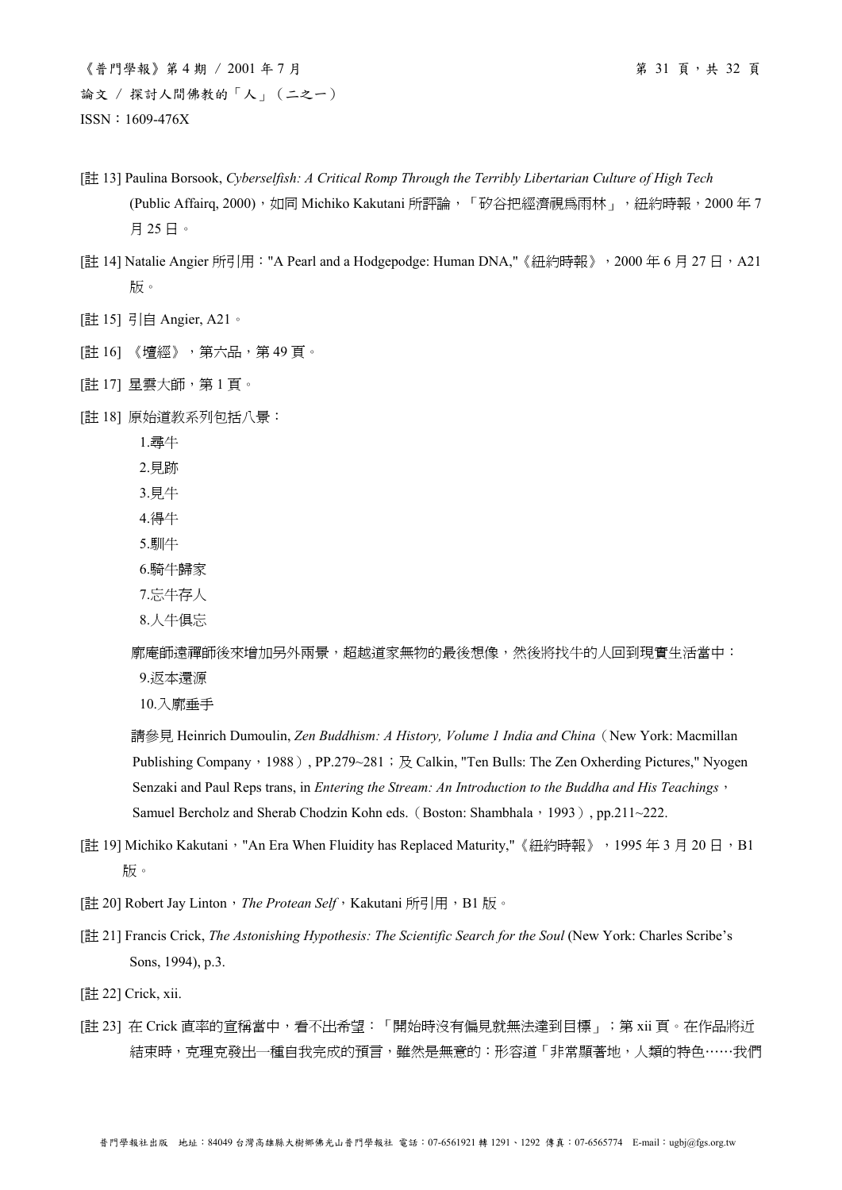[註 13] Paulina Borsook, *Cyberselfish: A Critical Romp Through the Terribly Libertarian Culture of High Tech* (Public Affairq, 2000)，如同 Michiko Kakutani 所評論，「矽谷把經濟視爲雨林」，紐約時報，2000 年 7 月 25 日。

[註 14] Natalie Angier 所引用："A Pearl and a Hodgepodge: Human DNA,"《紐約時報》，2000 年 6 月 27 日，A21 版。

[註 15] 引自 Angier, A21。

[註 16] 《壇經》，第六品，第 49 頁。

[註 17] 星雲大師，第 1 頁。

[註 18] 原始道教系列包括八景：

1.尋牛
2.見跡
3.見牛
4.得牛
5.馴牛
6.騎牛歸家
7.忘牛存人
8.人牛俱忘

廓庵師遠禪師後來增加另外兩景，超越道家無物的最後想像，然後將找牛的人回到現實生活當中：

9.返本還源
10.入廓垂手

請參見 Heinrich Dumoulin, *Zen Buddhism: A History, Volume 1 India and China*（New York: Macmillan Publishing Company，1988）, PP.279~281；及 Calkin, "Ten Bulls: The Zen Oxherding Pictures," Nyogen Senzaki and Paul Reps trans, in *Entering the Stream: An Introduction to the Buddha and His Teachings*，Samuel Bercholz and Sherab Chodzin Kohn eds.（Boston: Shambhala，1993）, pp.211~222.

[註 19] Michiko Kakutani，"An Era When Fluidity has Replaced Maturity,"《紐約時報》，1995 年 3 月 20 日，B1 版。

[註 20] Robert Jay Linton，*The Protean Self*，Kakutani 所引用，B1 版。

[註 21] Francis Crick, *The Astonishing Hypothesis: The Scientific Search for the Soul* (New York: Charles Scribe's Sons, 1994), p.3.

[註 22] Crick, xii.

[註 23] 在 Crick 直率的宣稱當中，看不出希望：「開始時沒有偏見就無法達到目標」；第 xii 頁。在作品將近結束時，克理克發出一種自我完成的預言，雖然是無意的：形容道「非常顯著地，人類的特色……我們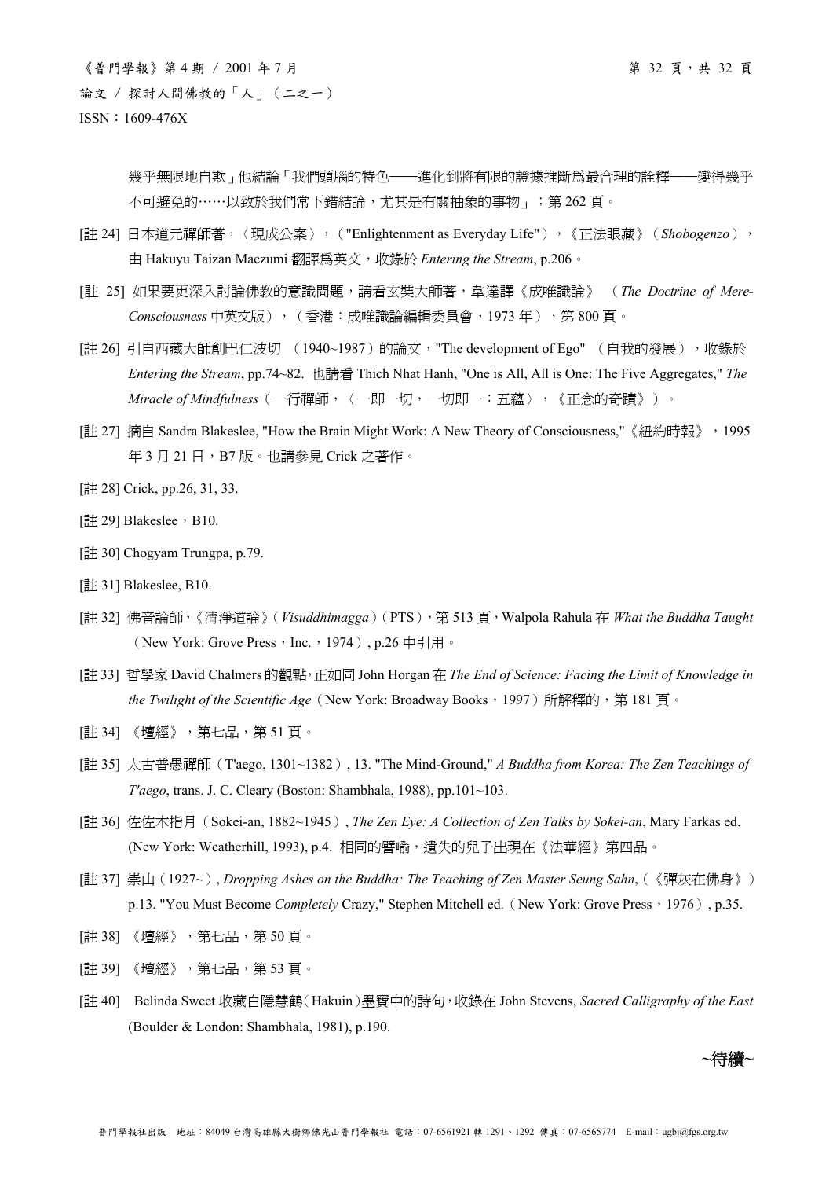幾乎無限地自欺」他結論「我們頭腦的特色——進化到將有限的證據推斷爲最合理的詮釋——變得幾乎不可避免的……以致於我們常下錯結論，尤其是有關抽象的事物」；第 262 頁。

[註 24] 日本道元禪師著，〈現成公案〉，("Enlightenment as Everyday Life")，《正法眼藏》(*Shobogenzo*)，由 Hakuyu Taizan Maezumi 翻譯爲英文，收錄於 *Entering the Stream*, p.206。

[註 25] 如果要更深入討論佛教的意識問題，請看玄奘大師著，韋達譯《成唯識論》 (*The Doctrine of Mere-Consciousness* 中英文版)，(香港：成唯識論編輯委員會，1973 年)，第 800 頁。

[註 26] 引自西藏大師創巴仁波切 (1940~1987) 的論文，"The development of Ego" (自我的發展)，收錄於 *Entering the Stream*, pp.74~82. 也請看 Thich Nhat Hanh, "One is All, All is One: The Five Aggregates," *The Miracle of Mindfulness* (一行禪師，〈一即一切，一切即一：五蘊〉，《正念的奇蹟》)。

[註 27] 摘自 Sandra Blakeslee, "How the Brain Might Work: A New Theory of Consciousness,"《紐約時報》，1995 年 3 月 21 日，B7 版。也請參見 Crick 之著作。

[註 28] Crick, pp.26, 31, 33.

[註 29] Blakeslee，B10.

[註 30] Chogyam Trungpa, p.79.

[註 31] Blakeslee, B10.

[註 32] 佛音論師，《清淨道論》(*Visuddhimagga*)(PTS)，第 513 頁，Walpola Rahula 在 *What the Buddha Taught* (New York: Grove Press，Inc.，1974), p.26 中引用。

[註 33] 哲學家 David Chalmers 的觀點，正如同 John Horgan 在 *The End of Science: Facing the Limit of Knowledge in the Twilight of the Scientific Age* (New York: Broadway Books，1997) 所解釋的，第 181 頁。

[註 34] 《壇經》，第七品，第 51 頁。

[註 35] 太古普愚禪師 (T'aego, 1301~1382), 13. "The Mind-Ground," *A Buddha from Korea: The Zen Teachings of T'aego*, trans. J. C. Cleary (Boston: Shambhala, 1988), pp.101~103.

[註 36] 佐佐木指月 (Sokei-an, 1882~1945), *The Zen Eye: A Collection of Zen Talks by Sokei-an*, Mary Farkas ed. (New York: Weatherhill, 1993), p.4. 相同的譬喻，遺失的兒子出現在《法華經》第四品。

[註 37] 崇山 (1927~), *Dropping Ashes on the Buddha: The Teaching of Zen Master Seung Sahn*, (《彈灰在佛身》) p.13. "You Must Become *Completely* Crazy," Stephen Mitchell ed. (New York: Grove Press，1976), p.35.

[註 38] 《壇經》，第七品，第 50 頁。

[註 39] 《壇經》，第七品，第 53 頁。

[註 40] Belinda Sweet 收藏白隱慧鶴(Hakuin)墨寶中的詩句，收錄在 John Stevens, *Sacred Calligraphy of the East* (Boulder & London: Shambhala, 1981), p.190.

~待續~